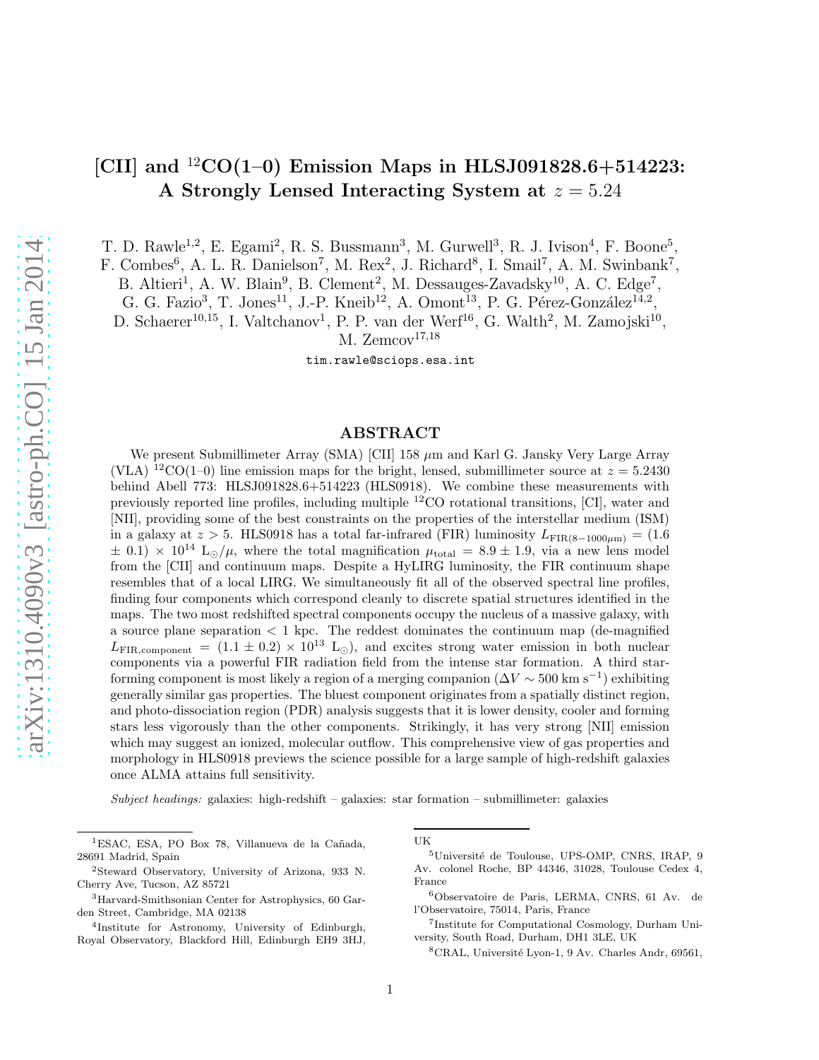# [CII] and $^{12}$CO(1–0) Emission Maps in HLSJ091828.6+514223: A Strongly Lensed Interacting System at $z = 5.24$

T. D. Rawle[1,2], E. Egami[2], R. S. Bussmann[3], M. Gurwell[3], R. J. Ivison[4], F. Boone[5], F. Combes[6], A. L. R. Danielson[7], M. Rex[2], J. Richard[8], I. Smail[7], A. M. Swinbank[7], B. Altieri[1], A. W. Blain[9], B. Clement[2], M. Dessauges-Zavadsky[10], A. C. Edge[7], G. G. Fazio[3], T. Jones[11], J.-P. Kneib[12], A. Omont[13], P. G. Pérez-González[14,2], D. Schaerer[10,15], I. Valtchanov[1], P. P. van der Werf[16], G. Walth[2], M. Zamojski[10], M. Zemcov[17,18]

tim.rawle@sciops.esa.int

## ABSTRACT

We present Submillimeter Array (SMA) [CII] 158 $\mu$m and Karl G. Jansky Very Large Array (VLA) $^{12}$CO(1–0) line emission maps for the bright, lensed, submillimeter source at $z = 5.2430$ behind Abell 773: HLSJ091828.6+514223 (HLS0918). We combine these measurements with previously reported line profiles, including multiple $^{12}$CO rotational transitions, [CI], water and [NII], providing some of the best constraints on the properties of the interstellar medium (ISM) in a galaxy at $z > 5$. HLS0918 has a total far-infrared (FIR) luminosity $L_{\mathrm{FIR}(8-1000\mu\mathrm{m})} = (1.6 \pm 0.1) \times 10^{14}$ L$_\odot/\mu$, where the total magnification $\mu_{\mathrm{total}} = 8.9 \pm 1.9$, via a new lens model from the [CII] and continuum maps. Despite a HyLIRG luminosity, the FIR continuum shape resembles that of a local LIRG. We simultaneously fit all of the observed spectral line profiles, finding four components which correspond cleanly to discrete spatial structures identified in the maps. The two most redshifted spectral components occupy the nucleus of a massive galaxy, with a source plane separation $< 1$ kpc. The reddest dominates the continuum map (de-magnified $L_{\mathrm{FIR,component}} = (1.1 \pm 0.2) \times 10^{13}$ L$_\odot$), and excites strong water emission in both nuclear components via a powerful FIR radiation field from the intense star formation. A third star-forming component is most likely a region of a merging companion ($\Delta V \sim 500$ km s$^{-1}$) exhibiting generally similar gas properties. The bluest component originates from a spatially distinct region, and photo-dissociation region (PDR) analysis suggests that it is lower density, cooler and forming stars less vigorously than the other components. Strikingly, it has very strong [NII] emission which may suggest an ionized, molecular outflow. This comprehensive view of gas properties and morphology in HLS0918 previews the science possible for a large sample of high-redshift galaxies once ALMA attains full sensitivity.

*Subject headings:* galaxies: high-redshift – galaxies: star formation – submillimeter: galaxies

---

[1]ESAC, ESA, PO Box 78, Villanueva de la Cañada, 28691 Madrid, Spain

[2]Steward Observatory, University of Arizona, 933 N. Cherry Ave, Tucson, AZ 85721

[3]Harvard-Smithsonian Center for Astrophysics, 60 Garden Street, Cambridge, MA 02138

[4]Institute for Astronomy, University of Edinburgh, Royal Observatory, Blackford Hill, Edinburgh EH9 3HJ, UK

[5]Université de Toulouse, UPS-OMP, CNRS, IRAP, 9 Av. colonel Roche, BP 44346, 31028, Toulouse Cedex 4, France

[6]Observatoire de Paris, LERMA, CNRS, 61 Av. de l'Observatoire, 75014, Paris, France

[7]Institute for Computational Cosmology, Durham University, South Road, Durham, DH1 3LE, UK

[8]CRAL, Université Lyon-1, 9 Av. Charles Andr, 69561,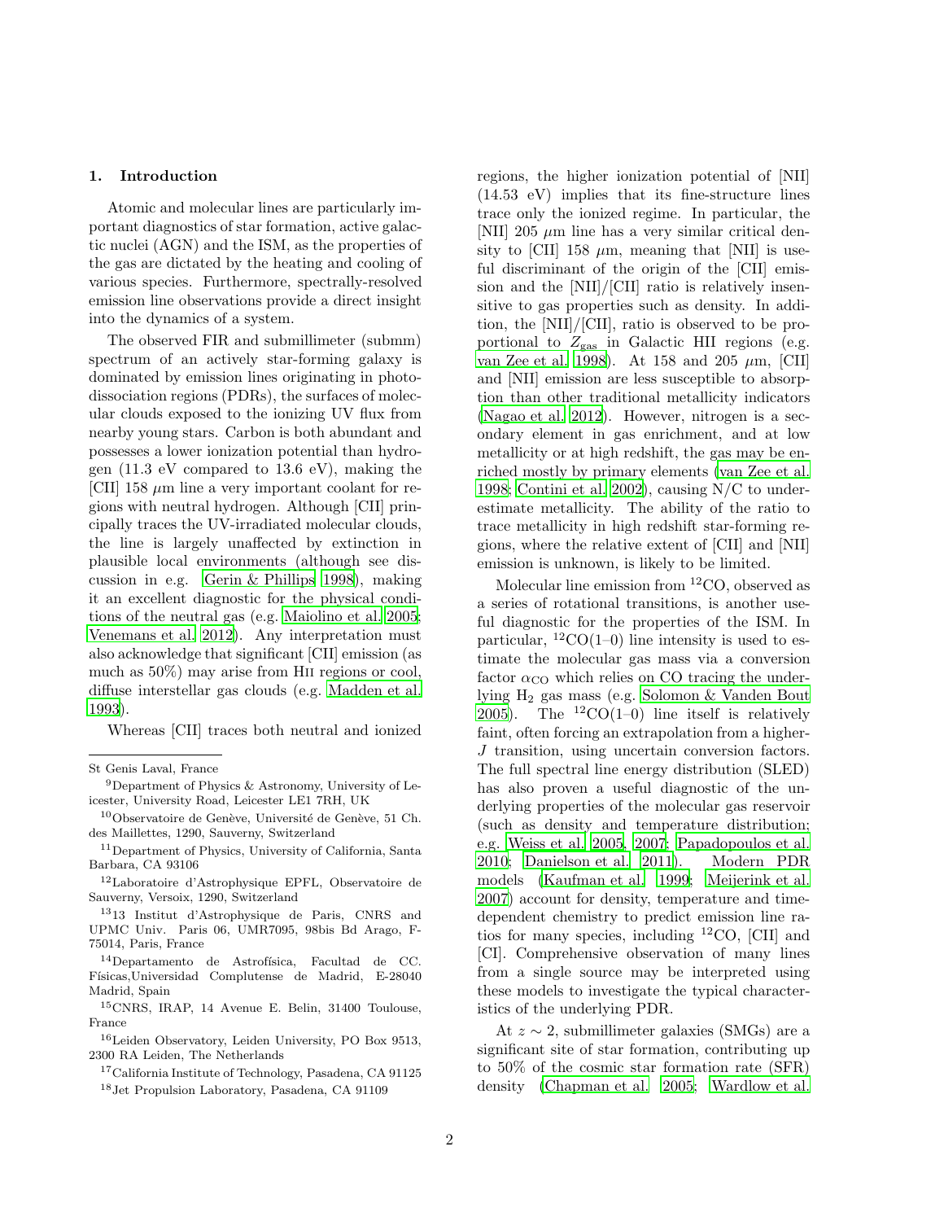## 1. Introduction

Atomic and molecular lines are particularly important diagnostics of star formation, active galactic nuclei (AGN) and the ISM, as the properties of the gas are dictated by the heating and cooling of various species. Furthermore, spectrally-resolved emission line observations provide a direct insight into the dynamics of a system.

The observed FIR and submillimeter (submm) spectrum of an actively star-forming galaxy is dominated by emission lines originating in photodissociation regions (PDRs), the surfaces of molecular clouds exposed to the ionizing UV flux from nearby young stars. Carbon is both abundant and possesses a lower ionization potential than hydrogen (11.3 eV compared to 13.6 eV), making the [CII] 158 $\mu$m line a very important coolant for regions with neutral hydrogen. Although [CII] principally traces the UV-irradiated molecular clouds, the line is largely unaffected by extinction in plausible local environments (although see discussion in e.g. Gerin & Phillips 1998), making it an excellent diagnostic for the physical conditions of the neutral gas (e.g. Maiolino et al. 2005; Venemans et al. 2012). Any interpretation must also acknowledge that significant [CII] emission (as much as 50%) may arise from HII regions or cool, diffuse interstellar gas clouds (e.g. Madden et al. 1993).

Whereas [CII] traces both neutral and ionized regions, the higher ionization potential of [NII] (14.53 eV) implies that its fine-structure lines trace only the ionized regime. In particular, the [NII] 205 $\mu$m line has a very similar critical density to [CII] 158 $\mu$m, meaning that [NII] is useful discriminant of the origin of the [CII] emission and the [NII]/[CII] ratio is relatively insensitive to gas properties such as density. In addition, the [NII]/[CII], ratio is observed to be proportional to $Z_{\rm gas}$ in Galactic HII regions (e.g. van Zee et al. 1998). At 158 and 205 $\mu$m, [CII] and [NII] emission are less susceptible to absorption than other traditional metallicity indicators (Nagao et al. 2012). However, nitrogen is a secondary element in gas enrichment, and at low metallicity or at high redshift, the gas may be enriched mostly by primary elements (van Zee et al. 1998; Contini et al. 2002), causing N/C to underestimate metallicity. The ability of the ratio to trace metallicity in high redshift star-forming regions, where the relative extent of [CII] and [NII] emission is unknown, is likely to be limited.

Molecular line emission from $^{12}$CO, observed as a series of rotational transitions, is another useful diagnostic for the properties of the ISM. In particular, $^{12}$CO(1–0) line intensity is used to estimate the molecular gas mass via a conversion factor $\alpha_{\rm CO}$ which relies on CO tracing the underlying $H_2$ gas mass (e.g. Solomon & Vanden Bout 2005). The $^{12}$CO(1–0) line itself is relatively faint, often forcing an extrapolation from a higher-$J$ transition, using uncertain conversion factors. The full spectral line energy distribution (SLED) has also proven a useful diagnostic of the underlying properties of the molecular gas reservoir (such as density and temperature distribution; e.g. Weiss et al. 2005, 2007; Papadopoulos et al. 2010; Danielson et al. 2011). Modern PDR models (Kaufman et al. 1999; Meijerink et al. 2007) account for density, temperature and time-dependent chemistry to predict emission line ratios for many species, including $^{12}$CO, [CII] and [CI]. Comprehensive observation of many lines from a single source may be interpreted using these models to investigate the typical characteristics of the underlying PDR.

At $z \sim 2$, submillimeter galaxies (SMGs) are a significant site of star formation, contributing up to 50% of the cosmic star formation rate (SFR) density (Chapman et al. 2005; Wardlow et al.

---

St Genis Laval, France

[9]Department of Physics & Astronomy, University of Leicester, University Road, Leicester LE1 7RH, UK

[10]Observatoire de Genève, Université de Genève, 51 Ch. des Maillettes, 1290, Sauverny, Switzerland

[11]Department of Physics, University of California, Santa Barbara, CA 93106

[12]Laboratoire d'Astrophysique EPFL, Observatoire de Sauverny, Versoix, 1290, Switzerland

[13]13 Institut d'Astrophysique de Paris, CNRS and UPMC Univ. Paris 06, UMR7095, 98bis Bd Arago, F-75014, Paris, France

[14]Departamento de Astrofísica, Facultad de CC. Físicas,Universidad Complutense de Madrid, E-28040 Madrid, Spain

[15]CNRS, IRAP, 14 Avenue E. Belin, 31400 Toulouse, France

[16]Leiden Observatory, Leiden University, PO Box 9513, 2300 RA Leiden, The Netherlands

[17]California Institute of Technology, Pasadena, CA 91125

[18]Jet Propulsion Laboratory, Pasadena, CA 91109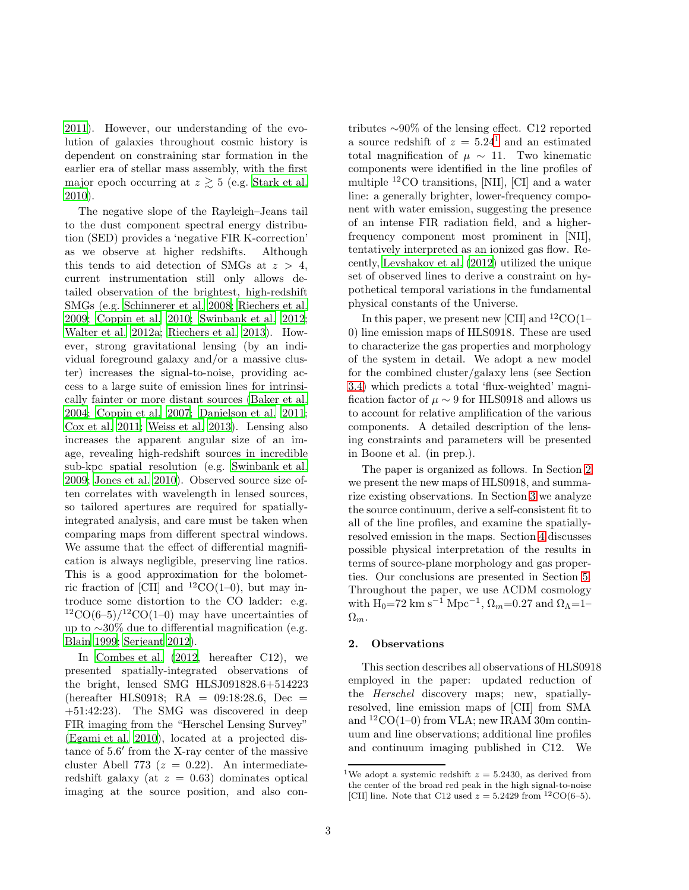2011). However, our understanding of the evolution of galaxies throughout cosmic history is dependent on constraining star formation in the earlier era of stellar mass assembly, with the first major epoch occurring at $z \gtrsim 5$ (e.g. Stark et al. 2010).

The negative slope of the Rayleigh–Jeans tail to the dust component spectral energy distribution (SED) provides a 'negative FIR K-correction' as we observe at higher redshifts. Although this tends to aid detection of SMGs at $z > 4$, current instrumentation still only allows detailed observation of the brightest, high-redshift SMGs (e.g. Schinnerer et al. 2008; Riechers et al. 2009; Coppin et al. 2010; Swinbank et al. 2012; Walter et al. 2012a; Riechers et al. 2013). However, strong gravitational lensing (by an individual foreground galaxy and/or a massive cluster) increases the signal-to-noise, providing access to a large suite of emission lines for intrinsically fainter or more distant sources (Baker et al. 2004; Coppin et al. 2007; Danielson et al. 2011; Cox et al. 2011; Weiss et al. 2013). Lensing also increases the apparent angular size of an image, revealing high-redshift sources in incredible sub-kpc spatial resolution (e.g. Swinbank et al. 2009; Jones et al. 2010). Observed source size often correlates with wavelength in lensed sources, so tailored apertures are required for spatially-integrated analysis, and care must be taken when comparing maps from different spectral windows. We assume that the effect of differential magnification is always negligible, preserving line ratios. This is a good approximation for the bolometric fraction of [CII] and $^{12}$CO(1–0), but may introduce some distortion to the CO ladder: e.g. $^{12}$CO(6–5)/$^{12}$CO(1–0) may have uncertainties of up to ∼30% due to differential magnification (e.g. Blain 1999; Serjeant 2012).

In Combes et al. (2012, hereafter C12), we presented spatially-integrated observations of the bright, lensed SMG HLSJ091828.6+514223 (hereafter HLS0918; RA = 09:18:28.6, Dec = +51:42:23). The SMG was discovered in deep FIR imaging from the "Herschel Lensing Survey" (Egami et al. 2010), located at a projected distance of 5.6′ from the X-ray center of the massive cluster Abell 773 ($z = 0.22$). An intermediate-redshift galaxy (at $z = 0.63$) dominates optical imaging at the source position, and also contributes ∼90% of the lensing effect. C12 reported a source redshift of $z = 5.24$[1] and an estimated total magnification of $\mu \sim 11$. Two kinematic components were identified in the line profiles of multiple $^{12}$CO transitions, [NII], [CI] and a water line: a generally brighter, lower-frequency component with water emission, suggesting the presence of an intense FIR radiation field, and a higher-frequency component most prominent in [NII], tentatively interpreted as an ionized gas flow. Recently, Levshakov et al. (2012) utilized the unique set of observed lines to derive a constraint on hypothetical temporal variations in the fundamental physical constants of the Universe.

In this paper, we present new [CII] and $^{12}$CO(1–0) line emission maps of HLS0918. These are used to characterize the gas properties and morphology of the system in detail. We adopt a new model for the combined cluster/galaxy lens (see Section 3.4) which predicts a total 'flux-weighted' magnification factor of $\mu \sim 9$ for HLS0918 and allows us to account for relative amplification of the various components. A detailed description of the lensing constraints and parameters will be presented in Boone et al. (in prep.).

The paper is organized as follows. In Section 2 we present the new maps of HLS0918, and summarize existing observations. In Section 3 we analyze the source continuum, derive a self-consistent fit to all of the line profiles, and examine the spatially-resolved emission in the maps. Section 4 discusses possible physical interpretation of the results in terms of source-plane morphology and gas properties. Our conclusions are presented in Section 5. Throughout the paper, we use ΛCDM cosmology with H$_0$=72 km s$^{-1}$ Mpc$^{-1}$, $\Omega_m$=0.27 and $\Omega_\Lambda$=1–$\Omega_m$.

## 2. Observations

This section describes all observations of HLS0918 employed in the paper: updated reduction of the *Herschel* discovery maps; new, spatially-resolved, line emission maps of [CII] from SMA and $^{12}$CO(1–0) from VLA; new IRAM 30m continuum and line observations; additional line profiles and continuum imaging published in C12. We

[1] We adopt a systemic redshift $z = 5.2430$, as derived from the center of the broad red peak in the high signal-to-noise [CII] line. Note that C12 used $z = 5.2429$ from $^{12}$CO(6–5).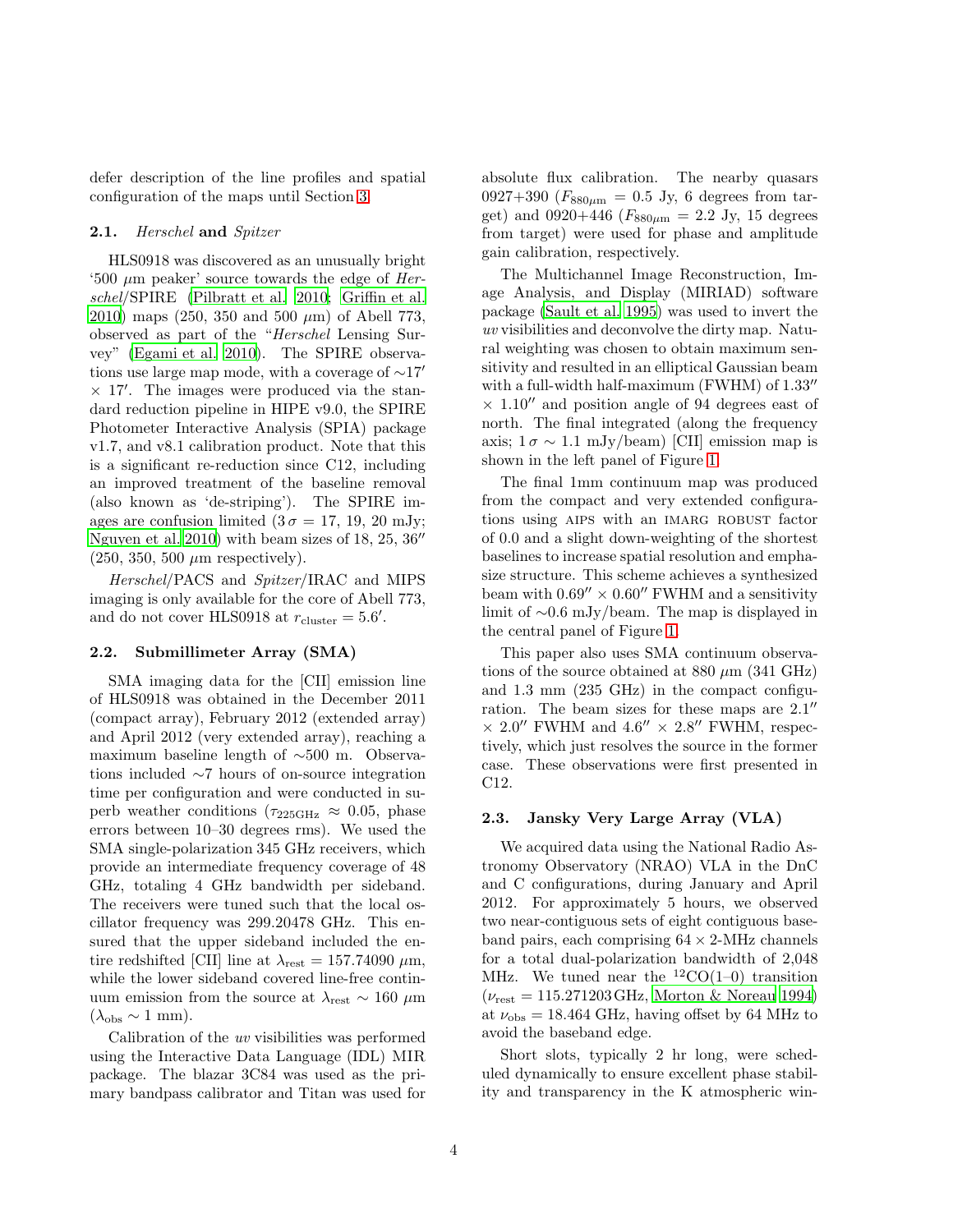defer description of the line profiles and spatial configuration of the maps until Section 3.

### 2.1. *Herschel* and *Spitzer*

HLS0918 was discovered as an unusually bright '500 $\mu$m peaker' source towards the edge of *Herschel*/SPIRE (Pilbratt et al. 2010; Griffin et al. 2010) maps (250, 350 and 500 $\mu$m) of Abell 773, observed as part of the "*Herschel* Lensing Survey" (Egami et al. 2010). The SPIRE observations use large map mode, with a coverage of $\sim$17′ × 17′. The images were produced via the standard reduction pipeline in HIPE v9.0, the SPIRE Photometer Interactive Analysis (SPIA) package v1.7, and v8.1 calibration product. Note that this is a significant re-reduction since C12, including an improved treatment of the baseline removal (also known as 'de-striping'). The SPIRE images are confusion limited ($3\,\sigma$ = 17, 19, 20 mJy; Nguyen et al. 2010) with beam sizes of 18, 25, 36″ (250, 350, 500 $\mu$m respectively).

*Herschel*/PACS and *Spitzer*/IRAC and MIPS imaging is only available for the core of Abell 773, and do not cover HLS0918 at $r_{\rm cluster} = 5.6'$.

### 2.2. Submillimeter Array (SMA)

SMA imaging data for the [CII] emission line of HLS0918 was obtained in the December 2011 (compact array), February 2012 (extended array) and April 2012 (very extended array), reaching a maximum baseline length of $\sim$500 m. Observations included $\sim$7 hours of on-source integration time per configuration and were conducted in superb weather conditions ($\tau_{\rm 225GHz} \approx 0.05$, phase errors between 10–30 degrees rms). We used the SMA single-polarization 345 GHz receivers, which provide an intermediate frequency coverage of 48 GHz, totaling 4 GHz bandwidth per sideband. The receivers were tuned such that the local oscillator frequency was 299.20478 GHz. This ensured that the upper sideband included the entire redshifted [CII] line at $\lambda_{\rm rest}$ = 157.74090 $\mu$m, while the lower sideband covered line-free continuum emission from the source at $\lambda_{\rm rest} \sim 160$ $\mu$m ($\lambda_{\rm obs} \sim 1$ mm).

Calibration of the *uv* visibilities was performed using the Interactive Data Language (IDL) MIR package. The blazar 3C84 was used as the primary bandpass calibrator and Titan was used for absolute flux calibration. The nearby quasars 0927+390 ($F_{880\mu{\rm m}}$ = 0.5 Jy, 6 degrees from target) and 0920+446 ($F_{880\mu{\rm m}}$ = 2.2 Jy, 15 degrees from target) were used for phase and amplitude gain calibration, respectively.

The Multichannel Image Reconstruction, Image Analysis, and Display (MIRIAD) software package (Sault et al. 1995) was used to invert the *uv* visibilities and deconvolve the dirty map. Natural weighting was chosen to obtain maximum sensitivity and resulted in an elliptical Gaussian beam with a full-width half-maximum (FWHM) of 1.33″ × 1.10″ and position angle of 94 degrees east of north. The final integrated (along the frequency axis; $1\,\sigma \sim 1.1$ mJy/beam) [CII] emission map is shown in the left panel of Figure 1.

The final 1mm continuum map was produced from the compact and very extended configurations using AIPS with an IMARG ROBUST factor of 0.0 and a slight down-weighting of the shortest baselines to increase spatial resolution and emphasize structure. This scheme achieves a synthesized beam with 0.69″ × 0.60″ FWHM and a sensitivity limit of $\sim$0.6 mJy/beam. The map is displayed in the central panel of Figure 1.

This paper also uses SMA continuum observations of the source obtained at 880 $\mu$m (341 GHz) and 1.3 mm (235 GHz) in the compact configuration. The beam sizes for these maps are 2.1″ × 2.0″ FWHM and 4.6″ × 2.8″ FWHM, respectively, which just resolves the source in the former case. These observations were first presented in C12.

### 2.3. Jansky Very Large Array (VLA)

We acquired data using the National Radio Astronomy Observatory (NRAO) VLA in the DnC and C configurations, during January and April 2012. For approximately 5 hours, we observed two near-contiguous sets of eight contiguous baseband pairs, each comprising $64 \times 2$-MHz channels for a total dual-polarization bandwidth of 2,048 MHz. We tuned near the $^{12}$CO(1–0) transition ($\nu_{\rm rest}$ = 115.271203 GHz, Morton & Noreau 1994) at $\nu_{\rm obs}$ = 18.464 GHz, having offset by 64 MHz to avoid the baseband edge.

Short slots, typically 2 hr long, were scheduled dynamically to ensure excellent phase stability and transparency in the K atmospheric win-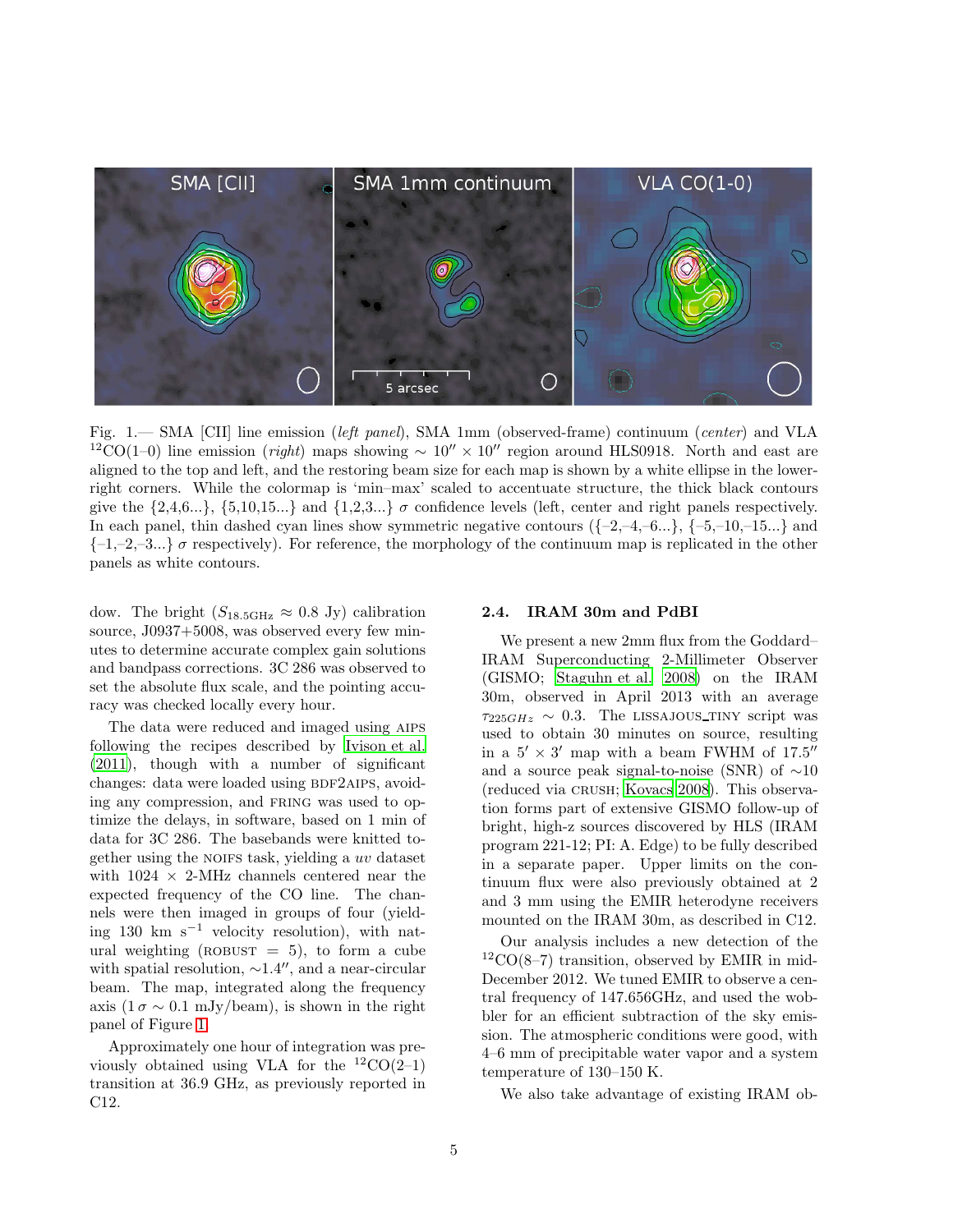Fig. 1.— SMA [CII] line emission (*left panel*), SMA 1mm (observed-frame) continuum (*center*) and VLA $^{12}$CO(1–0) line emission (*right*) maps showing $\sim 10'' \times 10''$ region around HLS0918. North and east are aligned to the top and left, and the restoring beam size for each map is shown by a white ellipse in the lower-right corners. While the colormap is 'min–max' scaled to accentuate structure, the thick black contours give the {2,4,6...}, {5,10,15...} and {1,2,3...} $\sigma$ confidence levels (left, center and right panels respectively. In each panel, thin dashed cyan lines show symmetric negative contours ({–2,–4,–6...}, {–5,–10,–15...} and {–1,–2,–3...} $\sigma$ respectively). For reference, the morphology of the continuum map is replicated in the other panels as white contours.

dow. The bright ($S_{18.5\text{GHz}} \approx 0.8$ Jy) calibration source, J0937+5008, was observed every few minutes to determine accurate complex gain solutions and bandpass corrections. 3C 286 was observed to set the absolute flux scale, and the pointing accuracy was checked locally every hour.

The data were reduced and imaged using AIPS following the recipes described by Ivison et al. (2011), though with a number of significant changes: data were loaded using BDF2AIPS, avoiding any compression, and FRING was used to optimize the delays, in software, based on 1 min of data for 3C 286. The basebands were knitted together using the NOIFS task, yielding a $uv$ dataset with 1024 × 2-MHz channels centered near the expected frequency of the CO line. The channels were then imaged in groups of four (yielding 130 km s$^{-1}$ velocity resolution), with natural weighting (ROBUST = 5), to form a cube with spatial resolution, $\sim$1.4$''$, and a near-circular beam. The map, integrated along the frequency axis (1 $\sigma \sim 0.1$ mJy/beam), is shown in the right panel of Figure 1.

Approximately one hour of integration was previously obtained using VLA for the $^{12}$CO(2–1) transition at 36.9 GHz, as previously reported in C12.

### 2.4. IRAM 30m and PdBI

We present a new 2mm flux from the Goddard–IRAM Superconducting 2-Millimeter Observer (GISMO; Staguhn et al. 2008) on the IRAM 30m, observed in April 2013 with an average $\tau_{225GHz} \sim 0.3$. The LISSAJOUS_TINY script was used to obtain 30 minutes on source, resulting in a $5' \times 3'$ map with a beam FWHM of 17.5$''$ and a source peak signal-to-noise (SNR) of $\sim$10 (reduced via CRUSH; Kovacs 2008). This observation forms part of extensive GISMO follow-up of bright, high-z sources discovered by HLS (IRAM program 221-12; PI: A. Edge) to be fully described in a separate paper. Upper limits on the continuum flux were also previously obtained at 2 and 3 mm using the EMIR heterodyne receivers mounted on the IRAM 30m, as described in C12.

Our analysis includes a new detection of the $^{12}$CO(8–7) transition, observed by EMIR in mid-December 2012. We tuned EMIR to observe a central frequency of 147.656GHz, and used the wobbler for an efficient subtraction of the sky emission. The atmospheric conditions were good, with 4–6 mm of precipitable water vapor and a system temperature of 130–150 K.

We also take advantage of existing IRAM ob-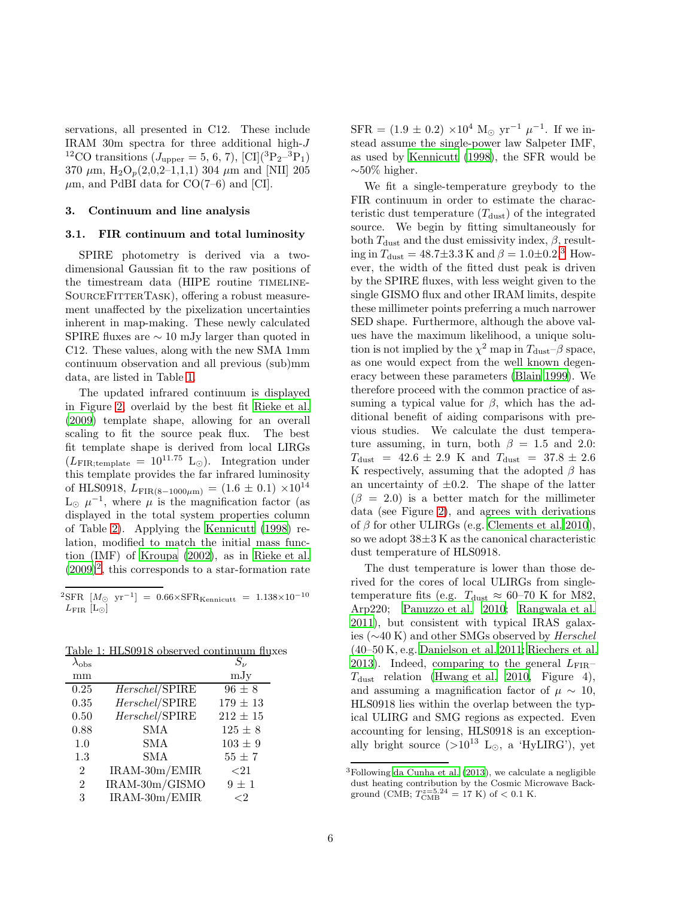servations, all presented in C12. These include IRAM 30m spectra for three additional high-$J$ $^{12}$CO transitions ($J_{\rm upper}$ = 5, 6, 7), [CI]($^3$P$_2$–$^3$P$_1$) 370 $\mu$m, H$_2$O$_p$(2,0,2–1,1,1) 304 $\mu$m and [NII] 205 $\mu$m, and PdBI data for CO(7–6) and [CI].

## 3. Continuum and line analysis

### 3.1. FIR continuum and total luminosity

SPIRE photometry is derived via a two-dimensional Gaussian fit to the raw positions of the timestream data (HIPE routine TIMELINESOURCEFITTERTASK), offering a robust measurement unaffected by the pixelization uncertainties inherent in map-making. These newly calculated SPIRE fluxes are $\sim$ 10 mJy larger than quoted in C12. These values, along with the new SMA 1mm continuum observation and all previous (sub)mm data, are listed in Table 1.

The updated infrared continuum is displayed in Figure 2, overlaid by the best fit Rieke et al. (2009) template shape, allowing for an overall scaling to fit the source peak flux. The best fit template shape is derived from local LIRGs ($L_{\rm FIR;template} = 10^{11.75}$ L$_\odot$). Integration under this template provides the far infrared luminosity of HLS0918, $L_{\rm FIR(8-1000\mu m)} = (1.6 \pm 0.1) \times 10^{14}$ L$_\odot$ $\mu^{-1}$, where $\mu$ is the magnification factor (as displayed in the total system properties column of Table 2). Applying the Kennicutt (1998) relation, modified to match the initial mass function (IMF) of Kroupa (2002), as in Rieke et al. (2009)[2], this corresponds to a star-formation rate SFR = $(1.9 \pm 0.2) \times 10^4$ M$_\odot$ yr$^{-1}$ $\mu^{-1}$. If we instead assume the single-power law Salpeter IMF, as used by Kennicutt (1998), the SFR would be $\sim$50% higher.

We fit a single-temperature greybody to the FIR continuum in order to estimate the characteristic dust temperature ($T_{\rm dust}$) of the integrated source. We begin by fitting simultaneously for both $T_{\rm dust}$ and the dust emissivity index, $\beta$, resulting in $T_{\rm dust} = 48.7 \pm 3.3$ K and $\beta = 1.0 \pm 0.2$.[3] However, the width of the fitted dust peak is driven by the SPIRE fluxes, with less weight given to the single GISMO flux and other IRAM limits, despite these millimeter points preferring a much narrower SED shape. Furthermore, although the above values have the maximum likelihood, a unique solution is not implied by the $\chi^2$ map in $T_{\rm dust}$–$\beta$ space, as one would expect from the well known degeneracy between these parameters (Blain 1999). We therefore proceed with the common practice of assuming a typical value for $\beta$, which has the additional benefit of aiding comparisons with previous studies. We calculate the dust temperature assuming, in turn, both $\beta = 1.5$ and 2.0: $T_{\rm dust} = 42.6 \pm 2.9$ K and $T_{\rm dust} = 37.8 \pm 2.6$ K respectively, assuming that the adopted $\beta$ has an uncertainty of $\pm 0.2$. The shape of the latter ($\beta = 2.0$) is a better match for the millimeter data (see Figure 2), and agrees with derivations of $\beta$ for other ULIRGs (e.g. Clements et al. 2010), so we adopt $38 \pm 3$ K as the canonical characteristic dust temperature of HLS0918.

The dust temperature is lower than those derived for the cores of local ULIRGs from single-temperature fits (e.g. $T_{\rm dust} \approx$ 60–70 K for M82, Arp220; Panuzzo et al. 2010; Rangwala et al. 2011), but consistent with typical IRAS galaxies ($\sim$40 K) and other SMGs observed by *Herschel* (40–50 K, e.g. Danielson et al. 2011; Riechers et al. 2013). Indeed, comparing to the general $L_{\rm FIR}$–$T_{\rm dust}$ relation (Hwang et al. 2010, Figure 4), and assuming a magnification factor of $\mu \sim 10$, HLS0918 lies within the overlap between the typical ULIRG and SMG regions as expected. Even accounting for lensing, HLS0918 is an exceptionally bright source ($>10^{13}$ L$_\odot$, a 'HyLIRG'), yet

Table 1: HLS0918 observed continuum fluxes

| $\lambda_{\rm obs}$ | | $S_\nu$ |
|---|---|---|
| mm | | mJy |
| 0.25 | *Herschel*/SPIRE | 96 ± 8 |
| 0.35 | *Herschel*/SPIRE | 179 ± 13 |
| 0.50 | *Herschel*/SPIRE | 212 ± 15 |
| 0.88 | SMA | 125 ± 8 |
| 1.0 | SMA | 103 ± 9 |
| 1.3 | SMA | 55 ± 7 |
| 2 | IRAM-30m/EMIR | <21 |
| 2 | IRAM-30m/GISMO | 9 ± 1 |
| 3 | IRAM-30m/EMIR | <2 |

[2] SFR [$M_\odot$ yr$^{-1}$] = $0.66 \times$SFR$_{\rm Kennicutt}$ = $1.138 \times 10^{-10}$ $L_{\rm FIR}$ [L$_\odot$]

[3] Following da Cunha et al. (2013), we calculate a negligible dust heating contribution by the Cosmic Microwave Background (CMB; $T_{\rm CMB}^{z=5.24} = 17$ K) of < 0.1 K.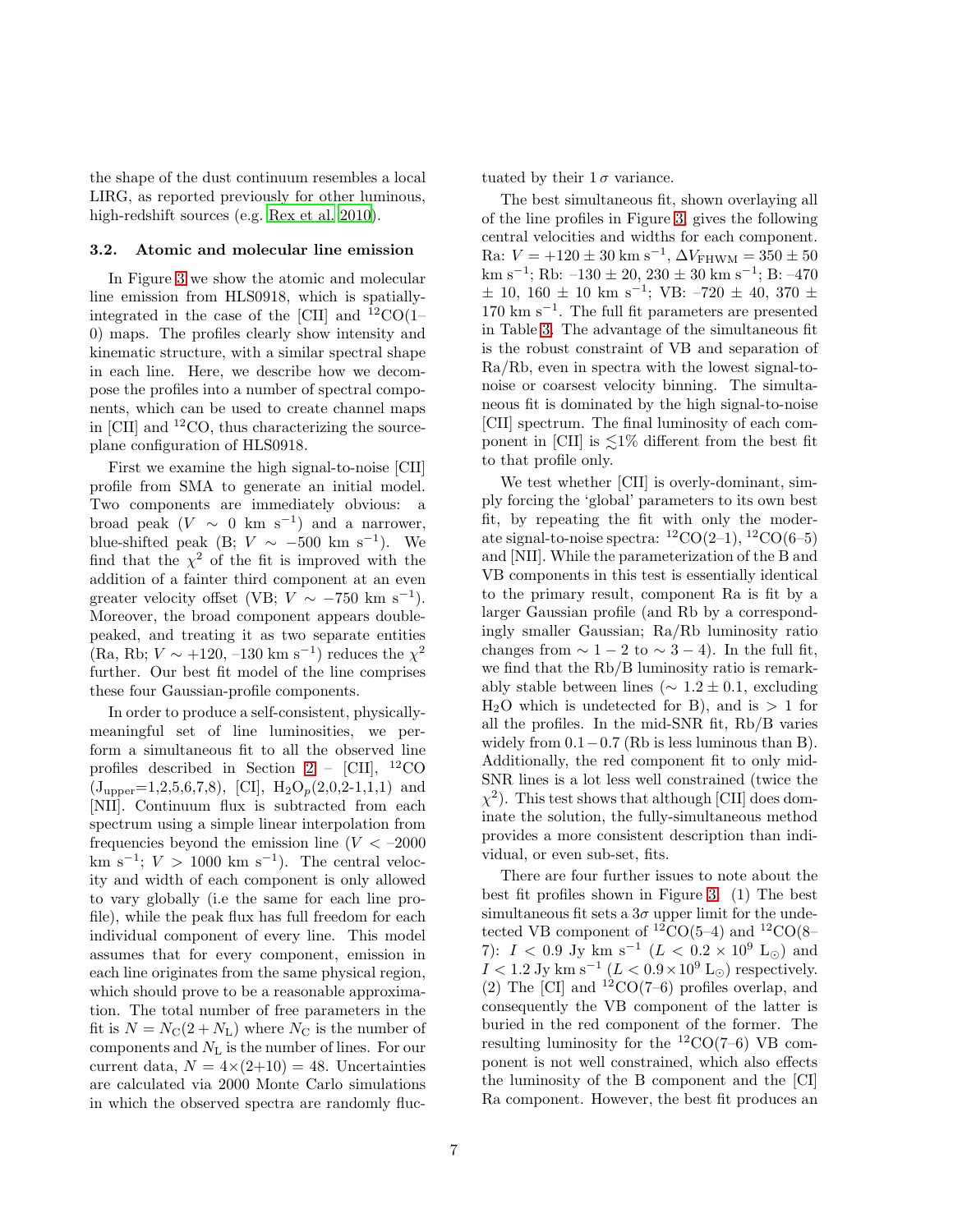the shape of the dust continuum resembles a local LIRG, as reported previously for other luminous, high-redshift sources (e.g. Rex et al. 2010).

### 3.2. Atomic and molecular line emission

In Figure 3 we show the atomic and molecular line emission from HLS0918, which is spatially-integrated in the case of the [CII] and $^{12}$CO(1–0) maps. The profiles clearly show intensity and kinematic structure, with a similar spectral shape in each line. Here, we describe how we decompose the profiles into a number of spectral components, which can be used to create channel maps in [CII] and $^{12}$CO, thus characterizing the source-plane configuration of HLS0918.

First we examine the high signal-to-noise [CII] profile from SMA to generate an initial model. Two components are immediately obvious: a broad peak ($V \sim 0$ km s$^{-1}$) and a narrower, blue-shifted peak (B; $V \sim -500$ km s$^{-1}$). We find that the $\chi^2$ of the fit is improved with the addition of a fainter third component at an even greater velocity offset (VB; $V \sim -750$ km s$^{-1}$). Moreover, the broad component appears double-peaked, and treating it as two separate entities (Ra, Rb; $V \sim +120$, –130 km s$^{-1}$) reduces the $\chi^2$ further. Our best fit model of the line comprises these four Gaussian-profile components.

In order to produce a self-consistent, physically-meaningful set of line luminosities, we perform a simultaneous fit to all the observed line profiles described in Section 2 – [CII], $^{12}$CO ($J_{\rm upper}$=1,2,5,6,7,8), [CI], $H_2O_p$(2,0,2-1,1,1) and [NII]. Continuum flux is subtracted from each spectrum using a simple linear interpolation from frequencies beyond the emission line ($V <$ –2000 km s$^{-1}$; $V >$ 1000 km s$^{-1}$). The central velocity and width of each component is only allowed to vary globally (i.e the same for each line profile), while the peak flux has full freedom for each individual component of every line. This model assumes that for every component, emission in each line originates from the same physical region, which should prove to be a reasonable approximation. The total number of free parameters in the fit is $N = N_{\rm C}(2 + N_{\rm L})$ where $N_{\rm C}$ is the number of components and $N_{\rm L}$ is the number of lines. For our current data, $N = 4\times(2+10) = 48$. Uncertainties are calculated via 2000 Monte Carlo simulations in which the observed spectra are randomly fluctuated by their $1\,\sigma$ variance.

The best simultaneous fit, shown overlaying all of the line profiles in Figure 3, gives the following central velocities and widths for each component. Ra: $V = +120 \pm 30$ km s$^{-1}$, $\Delta V_{\rm FHWM} = 350 \pm 50$ km s$^{-1}$; Rb: –130 ± 20, 230 ± 30 km s$^{-1}$; B: –470 ± 10, 160 ± 10 km s$^{-1}$; VB: –720 ± 40, 370 ± 170 km s$^{-1}$. The full fit parameters are presented in Table 3. The advantage of the simultaneous fit is the robust constraint of VB and separation of Ra/Rb, even in spectra with the lowest signal-to-noise or coarsest velocity binning. The simultaneous fit is dominated by the high signal-to-noise [CII] spectrum. The final luminosity of each component in [CII] is $\lesssim$1% different from the best fit to that profile only.

We test whether [CII] is overly-dominant, simply forcing the 'global' parameters to its own best fit, by repeating the fit with only the moderate signal-to-noise spectra: $^{12}$CO(2–1), $^{12}$CO(6–5) and [NII]. While the parameterization of the B and VB components in this test is essentially identical to the primary result, component Ra is fit by a larger Gaussian profile (and Rb by a correspondingly smaller Gaussian; Ra/Rb luminosity ratio changes from $\sim 1-2$ to $\sim 3-4$). In the full fit, we find that the Rb/B luminosity ratio is remarkably stable between lines ($\sim 1.2 \pm 0.1$, excluding $H_2O$ which is undetected for B), and is $> 1$ for all the profiles. In the mid-SNR fit, Rb/B varies widely from $0.1-0.7$ (Rb is less luminous than B). Additionally, the red component fit to only mid-SNR lines is a lot less well constrained (twice the $\chi^2$). This test shows that although [CII] does dominate the solution, the fully-simultaneous method provides a more consistent description than individual, or even sub-set, fits.

There are four further issues to note about the best fit profiles shown in Figure 3. (1) The best simultaneous fit sets a $3\sigma$ upper limit for the undetected VB component of $^{12}$CO(5–4) and $^{12}$CO(8–7): $I < 0.9$ Jy km s$^{-1}$ ($L < 0.2 \times 10^9$ L$_\odot$) and $I < 1.2$ Jy km s$^{-1}$ ($L < 0.9 \times 10^9$ L$_\odot$) respectively. (2) The [CI] and $^{12}$CO(7–6) profiles overlap, and consequently the VB component of the latter is buried in the red component of the former. The resulting luminosity for the $^{12}$CO(7–6) VB component is not well constrained, which also effects the luminosity of the B component and the [CI] Ra component. However, the best fit produces an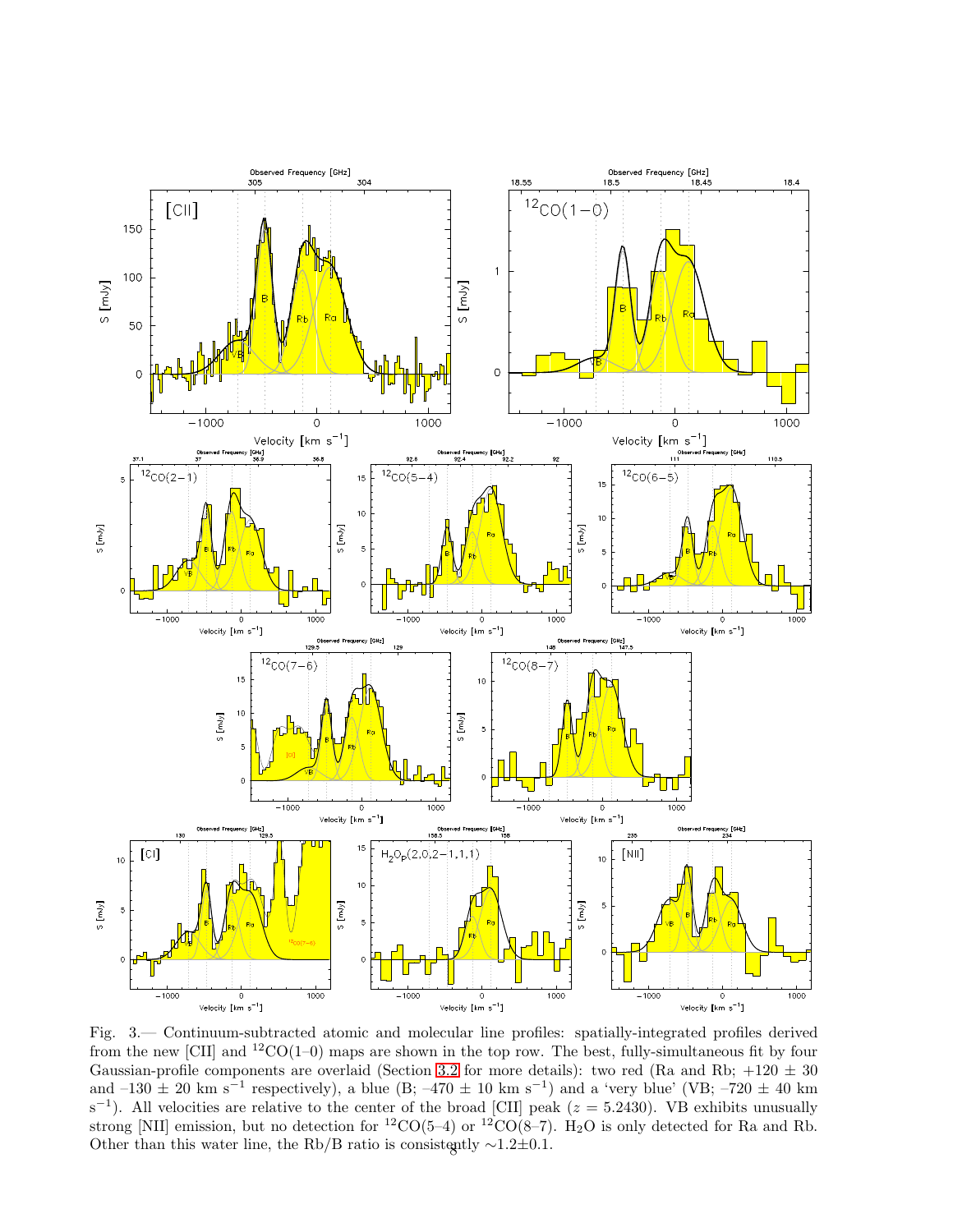Fig. 3.— Continuum-subtracted atomic and molecular line profiles: spatially-integrated profiles derived from the new [CII] and $^{12}$CO(1–0) maps are shown in the top row. The best, fully-simultaneous fit by four Gaussian-profile components are overlaid (Section 3.2 for more details): two red (Ra and Rb; +120 ± 30 and –130 ± 20 km s$^{-1}$ respectively), a blue (B; –470 ± 10 km s$^{-1}$) and a 'very blue' (VB; –720 ± 40 km s$^{-1}$). All velocities are relative to the center of the broad [CII] peak ($z = 5.2430$). VB exhibits unusually strong [NII] emission, but no detection for $^{12}$CO(5–4) or $^{12}$CO(8–7). $H_2O$ is only detected for Ra and Rb. Other than this water line, the Rb/B ratio is consistently ∼1.2±0.1.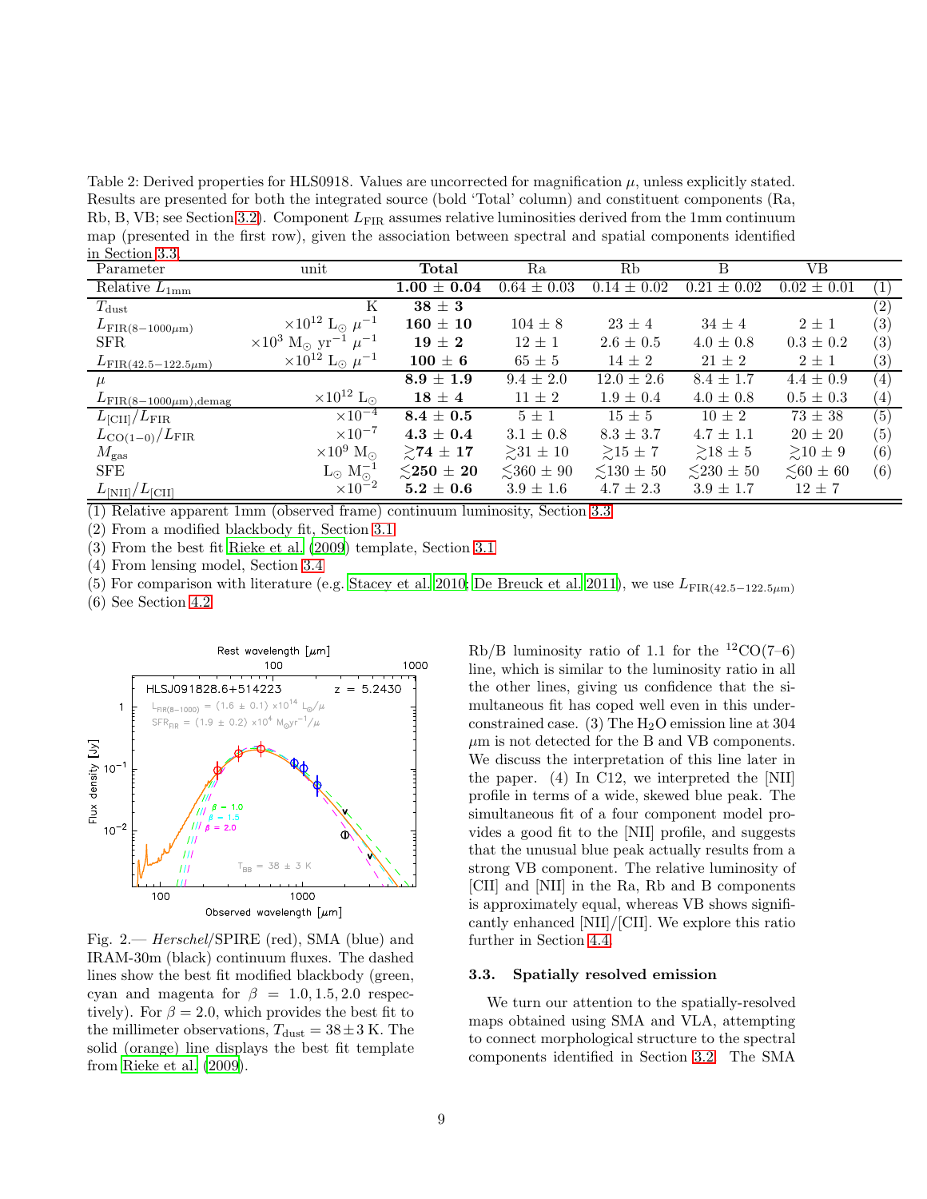Table 2: Derived properties for HLS0918. Values are uncorrected for magnification $\mu$, unless explicitly stated. Results are presented for both the integrated source (bold 'Total' column) and constituent components (Ra, Rb, B, VB; see Section 3.2). Component $L_{\rm FIR}$ assumes relative luminosities derived from the 1mm continuum map (presented in the first row), given the association between spectral and spatial components identified in Section 3.3.

| Parameter | unit | **Total** | Ra | Rb | B | VB | |
|---|---|---|---|---|---|---|---|
| Relative $L_{\rm 1mm}$ | | **1.00 ± 0.04** | 0.64 ± 0.03 | 0.14 ± 0.02 | 0.21 ± 0.02 | 0.02 ± 0.01 | (1) |
| $T_{\rm dust}$ | K | **38 ± 3** | | | | | (2) |
| $L_{\rm FIR(8-1000\mu m)}$ | $\times10^{12}$ L$_\odot$ $\mu^{-1}$ | **160 ± 10** | 104 ± 8 | 23 ± 4 | 34 ± 4 | 2 ± 1 | (3) |
| SFR | $\times10^{3}$ M$_\odot$ yr$^{-1}$ $\mu^{-1}$ | **19 ± 2** | 12 ± 1 | 2.6 ± 0.5 | 4.0 ± 0.8 | 0.3 ± 0.2 | (3) |
| $L_{\rm FIR(42.5-122.5\mu m)}$ | $\times10^{12}$ L$_\odot$ $\mu^{-1}$ | **100 ± 6** | 65 ± 5 | 14 ± 2 | 21 ± 2 | 2 ± 1 | (3) |
| $\mu$ | | **8.9 ± 1.9** | 9.4 ± 2.0 | 12.0 ± 2.6 | 8.4 ± 1.7 | 4.4 ± 0.9 | (4) |
| $L_{\rm FIR(8-1000\mu m),demag}$ | $\times10^{12}$ L$_\odot$ | **18 ± 4** | 11 ± 2 | 1.9 ± 0.4 | 4.0 ± 0.8 | 0.5 ± 0.3 | (4) |
| $L_{\rm [CII]}/L_{\rm FIR}$ | $\times10^{-4}$ | **8.4 ± 0.5** | 5 ± 1 | 15 ± 5 | 10 ± 2 | 73 ± 38 | (5) |
| $L_{\rm CO(1-0)}/L_{\rm FIR}$ | $\times10^{-7}$ | **4.3 ± 0.4** | 3.1 ± 0.8 | 8.3 ± 3.7 | 4.7 ± 1.1 | 20 ± 20 | (5) |
| $M_{\rm gas}$ | $\times10^{9}$ M$_\odot$ | **$\gtrsim$74 ± 17** | $\gtrsim$31 ± 10 | $\gtrsim$15 ± 7 | $\gtrsim$18 ± 5 | $\gtrsim$10 ± 9 | (6) |
| SFE | L$_\odot$ M$_\odot^{-1}$ | **$\lesssim$250 ± 20** | $\lesssim$360 ± 90 | $\lesssim$130 ± 50 | $\lesssim$230 ± 50 | $\lesssim$60 ± 60 | (6) |
| $L_{\rm [NII]}/L_{\rm [CII]}$ | $\times10^{-2}$ | **5.2 ± 0.6** | 3.9 ± 1.6 | 4.7 ± 2.3 | 3.9 ± 1.7 | 12 ± 7 | |

(1) Relative apparent 1mm (observed frame) continuum luminosity, Section 3.3
(2) From a modified blackbody fit, Section 3.1
(3) From the best fit Rieke et al. (2009) template, Section 3.1
(4) From lensing model, Section 3.4
(5) For comparison with literature (e.g. Stacey et al. 2010; De Breuck et al. 2011), we use $L_{\rm FIR(42.5-122.5\mu m)}$
(6) See Section 4.2

Fig. 2.— *Herschel*/SPIRE (red), SMA (blue) and IRAM-30m (black) continuum fluxes. The dashed lines show the best fit modified blackbody (green, cyan and magenta for $\beta = 1.0, 1.5, 2.0$ respectively). For $\beta = 2.0$, which provides the best fit to the millimeter observations, $T_{\rm dust} = 38 \pm 3$ K. The solid (orange) line displays the best fit template from Rieke et al. (2009).

Rb/B luminosity ratio of 1.1 for the $^{12}$CO(7–6) line, which is similar to the luminosity ratio in all the other lines, giving us confidence that the simultaneous fit has coped well even in this underconstrained case. (3) The $H_2O$ emission line at 304 $\mu$m is not detected for the B and VB components. We discuss the interpretation of this line later in the paper. (4) In C12, we interpreted the [NII] profile in terms of a wide, skewed blue peak. The simultaneous fit of a four component model provides a good fit to the [NII] profile, and suggests that the unusual blue peak actually results from a strong VB component. The relative luminosity of [CII] and [NII] in the Ra, Rb and B components is approximately equal, whereas VB shows significantly enhanced [NII]/[CII]. We explore this ratio further in Section 4.4.

### 3.3. Spatially resolved emission

We turn our attention to the spatially-resolved maps obtained using SMA and VLA, attempting to connect morphological structure to the spectral components identified in Section 3.2. The SMA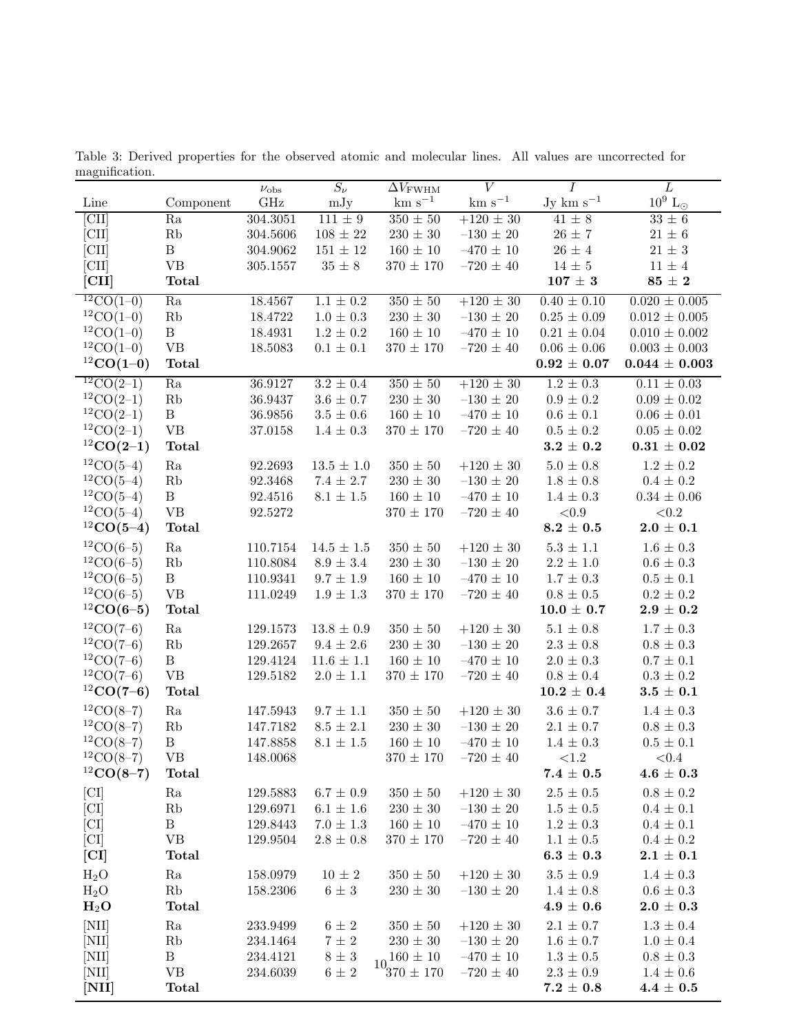Table 3: Derived properties for the observed atomic and molecular lines. All values are uncorrected for magnification.

| Line | Component | $\nu_{\rm obs}$ GHz | $S_\nu$ mJy | $\Delta V_{\rm FWHM}$ km s$^{-1}$ | $V$ km s$^{-1}$ | $I$ Jy km s$^{-1}$ | $L$ $10^9$ L$_\odot$ |
|---|---|---|---|---|---|---|---|
| [CII] | Ra | 304.3051 | 111 ± 9 | 350 ± 50 | +120 ± 30 | 41 ± 8 | 33 ± 6 |
| [CII] | Rb | 304.5606 | 108 ± 22 | 230 ± 30 | –130 ± 20 | 26 ± 7 | 21 ± 6 |
| [CII] | B | 304.9062 | 151 ± 12 | 160 ± 10 | –470 ± 10 | 26 ± 4 | 21 ± 3 |
| [CII] | VB | 305.1557 | 35 ± 8 | 370 ± 170 | –720 ± 40 | 14 ± 5 | 11 ± 4 |
| **[CII]** | **Total** | | | | | **107 ± 3** | **85 ± 2** |
| $^{12}$CO(1–0) | Ra | 18.4567 | 1.1 ± 0.2 | 350 ± 50 | +120 ± 30 | 0.40 ± 0.10 | 0.020 ± 0.005 |
| $^{12}$CO(1–0) | Rb | 18.4722 | 1.0 ± 0.3 | 230 ± 30 | –130 ± 20 | 0.25 ± 0.09 | 0.012 ± 0.005 |
| $^{12}$CO(1–0) | B | 18.4931 | 1.2 ± 0.2 | 160 ± 10 | –470 ± 10 | 0.21 ± 0.04 | 0.010 ± 0.002 |
| $^{12}$CO(1–0) | VB | 18.5083 | 0.1 ± 0.1 | 370 ± 170 | –720 ± 40 | 0.06 ± 0.06 | 0.003 ± 0.003 |
| **$^{12}$CO(1–0)** | **Total** | | | | | **0.92 ± 0.07** | **0.044 ± 0.003** |
| $^{12}$CO(2–1) | Ra | 36.9127 | 3.2 ± 0.4 | 350 ± 50 | +120 ± 30 | 1.2 ± 0.3 | 0.11 ± 0.03 |
| $^{12}$CO(2–1) | Rb | 36.9437 | 3.6 ± 0.7 | 230 ± 30 | –130 ± 20 | 0.9 ± 0.2 | 0.09 ± 0.02 |
| $^{12}$CO(2–1) | B | 36.9856 | 3.5 ± 0.6 | 160 ± 10 | –470 ± 10 | 0.6 ± 0.1 | 0.06 ± 0.01 |
| $^{12}$CO(2–1) | VB | 37.0158 | 1.4 ± 0.3 | 370 ± 170 | –720 ± 40 | 0.5 ± 0.2 | 0.05 ± 0.02 |
| **$^{12}$CO(2–1)** | **Total** | | | | | **3.2 ± 0.2** | **0.31 ± 0.02** |
| $^{12}$CO(5–4) | Ra | 92.2693 | 13.5 ± 1.0 | 350 ± 50 | +120 ± 30 | 5.0 ± 0.8 | 1.2 ± 0.2 |
| $^{12}$CO(5–4) | Rb | 92.3468 | 7.4 ± 2.7 | 230 ± 30 | –130 ± 20 | 1.8 ± 0.8 | 0.4 ± 0.2 |
| $^{12}$CO(5–4) | B | 92.4516 | 8.1 ± 1.5 | 160 ± 10 | –470 ± 10 | 1.4 ± 0.3 | 0.34 ± 0.06 |
| $^{12}$CO(5–4) | VB | 92.5272 | | 370 ± 170 | –720 ± 40 | <0.9 | <0.2 |
| **$^{12}$CO(5–4)** | **Total** | | | | | **8.2 ± 0.5** | **2.0 ± 0.1** |
| $^{12}$CO(6–5) | Ra | 110.7154 | 14.5 ± 1.5 | 350 ± 50 | +120 ± 30 | 5.3 ± 1.1 | 1.6 ± 0.3 |
| $^{12}$CO(6–5) | Rb | 110.8084 | 8.9 ± 3.4 | 230 ± 30 | –130 ± 20 | 2.2 ± 1.0 | 0.6 ± 0.3 |
| $^{12}$CO(6–5) | B | 110.9341 | 9.7 ± 1.9 | 160 ± 10 | –470 ± 10 | 1.7 ± 0.3 | 0.5 ± 0.1 |
| $^{12}$CO(6–5) | VB | 111.0249 | 1.9 ± 1.3 | 370 ± 170 | –720 ± 40 | 0.8 ± 0.5 | 0.2 ± 0.2 |
| **$^{12}$CO(6–5)** | **Total** | | | | | **10.0 ± 0.7** | **2.9 ± 0.2** |
| $^{12}$CO(7–6) | Ra | 129.1573 | 13.8 ± 0.9 | 350 ± 50 | +120 ± 30 | 5.1 ± 0.8 | 1.7 ± 0.3 |
| $^{12}$CO(7–6) | Rb | 129.2657 | 9.4 ± 2.6 | 230 ± 30 | –130 ± 20 | 2.3 ± 0.8 | 0.8 ± 0.3 |
| $^{12}$CO(7–6) | B | 129.4124 | 11.6 ± 1.1 | 160 ± 10 | –470 ± 10 | 2.0 ± 0.3 | 0.7 ± 0.1 |
| $^{12}$CO(7–6) | VB | 129.5182 | 2.0 ± 1.1 | 370 ± 170 | –720 ± 40 | 0.8 ± 0.4 | 0.3 ± 0.2 |
| **$^{12}$CO(7–6)** | **Total** | | | | | **10.2 ± 0.4** | **3.5 ± 0.1** |
| $^{12}$CO(8–7) | Ra | 147.5943 | 9.7 ± 1.1 | 350 ± 50 | +120 ± 30 | 3.6 ± 0.7 | 1.4 ± 0.3 |
| $^{12}$CO(8–7) | Rb | 147.7182 | 8.5 ± 2.1 | 230 ± 30 | –130 ± 20 | 2.1 ± 0.7 | 0.8 ± 0.3 |
| $^{12}$CO(8–7) | B | 147.8858 | 8.1 ± 1.5 | 160 ± 10 | –470 ± 10 | 1.4 ± 0.3 | 0.5 ± 0.1 |
| $^{12}$CO(8–7) | VB | 148.0068 | | 370 ± 170 | –720 ± 40 | <1.2 | <0.4 |
| **$^{12}$CO(8–7)** | **Total** | | | | | **7.4 ± 0.5** | **4.6 ± 0.3** |
| [CI] | Ra | 129.5883 | 6.7 ± 0.9 | 350 ± 50 | +120 ± 30 | 2.5 ± 0.5 | 0.8 ± 0.2 |
| [CI] | Rb | 129.6971 | 6.1 ± 1.6 | 230 ± 30 | –130 ± 20 | 1.5 ± 0.5 | 0.4 ± 0.1 |
| [CI] | B | 129.8443 | 7.0 ± 1.3 | 160 ± 10 | –470 ± 10 | 1.2 ± 0.3 | 0.4 ± 0.1 |
| [CI] | VB | 129.9504 | 2.8 ± 0.8 | 370 ± 170 | –720 ± 40 | 1.1 ± 0.5 | 0.4 ± 0.2 |
| **[CI]** | **Total** | | | | | **6.3 ± 0.3** | **2.1 ± 0.1** |
| $H_2O$ | Ra | 158.0979 | 10 ± 2 | 350 ± 50 | +120 ± 30 | 3.5 ± 0.9 | 1.4 ± 0.3 |
| $H_2O$ | Rb | 158.2306 | 6 ± 3 | 230 ± 30 | –130 ± 20 | 1.4 ± 0.8 | 0.6 ± 0.3 |
| **$H_2O$** | **Total** | | | | | **4.9 ± 0.6** | **2.0 ± 0.3** |
| [NII] | Ra | 233.9499 | 6 ± 2 | 350 ± 50 | +120 ± 30 | 2.1 ± 0.7 | 1.3 ± 0.4 |
| [NII] | Rb | 234.1464 | 7 ± 2 | 230 ± 30 | –130 ± 20 | 1.6 ± 0.7 | 1.0 ± 0.4 |
| [NII] | B | 234.4121 | 8 ± 3 | 160 ± 10 | –470 ± 10 | 1.3 ± 0.5 | 0.8 ± 0.3 |
| [NII] | VB | 234.6039 | 6 ± 2 | 370 ± 170 | –720 ± 40 | 2.3 ± 0.9 | 1.4 ± 0.6 |
| **[NII]** | **Total** | | | | | **7.2 ± 0.8** | **4.4 ± 0.5** |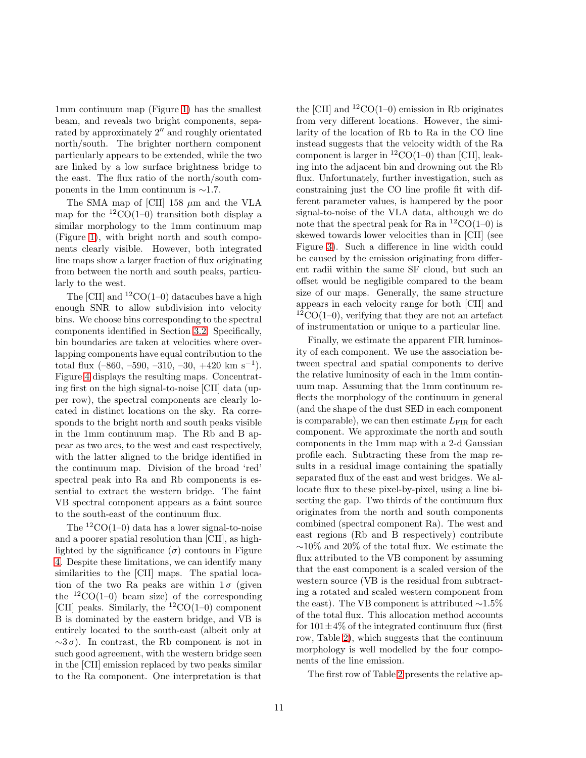1mm continuum map (Figure 1) has the smallest beam, and reveals two bright components, separated by approximately 2″ and roughly orientated north/south. The brighter northern component particularly appears to be extended, while the two are linked by a low surface brightness bridge to the east. The flux ratio of the north/south components in the 1mm continuum is ∼1.7.

The SMA map of [CII] 158 $\mu$m and the VLA map for the $^{12}$CO(1–0) transition both display a similar morphology to the 1mm continuum map (Figure 1), with bright north and south components clearly visible. However, both integrated line maps show a larger fraction of flux originating from between the north and south peaks, particularly to the west.

The [CII] and $^{12}$CO(1–0) datacubes have a high enough SNR to allow subdivision into velocity bins. We choose bins corresponding to the spectral components identified in Section 3.2. Specifically, bin boundaries are taken at velocities where overlapping components have equal contribution to the total flux (–860, –590, –310, –30, +420 km s$^{-1}$). Figure 4 displays the resulting maps. Concentrating first on the high signal-to-noise [CII] data (upper row), the spectral components are clearly located in distinct locations on the sky. Ra corresponds to the bright north and south peaks visible in the 1mm continuum map. The Rb and B appear as two arcs, to the west and east respectively, with the latter aligned to the bridge identified in the continuum map. Division of the broad 'red' spectral peak into Ra and Rb components is essential to extract the western bridge. The faint VB spectral component appears as a faint source to the south-east of the continuum flux.

The $^{12}$CO(1–0) data has a lower signal-to-noise and a poorer spatial resolution than [CII], as highlighted by the significance ($\sigma$) contours in Figure 4. Despite these limitations, we can identify many similarities to the [CII] maps. The spatial location of the two Ra peaks are within $1\,\sigma$ (given the $^{12}$CO(1–0) beam size) of the corresponding [CII] peaks. Similarly, the $^{12}$CO(1–0) component B is dominated by the eastern bridge, and VB is entirely located to the south-east (albeit only at $\sim 3\,\sigma$). In contrast, the Rb component is not in such good agreement, with the western bridge seen in the [CII] emission replaced by two peaks similar to the Ra component. One interpretation is that the [CII] and $^{12}$CO(1–0) emission in Rb originates from very different locations. However, the similarity of the location of Rb to Ra in the CO line instead suggests that the velocity width of the Ra component is larger in $^{12}$CO(1–0) than [CII], leaking into the adjacent bin and drowning out the Rb flux. Unfortunately, further investigation, such as constraining just the CO line profile fit with different parameter values, is hampered by the poor signal-to-noise of the VLA data, although we do note that the spectral peak for Ra in $^{12}$CO(1–0) is skewed towards lower velocities than in [CII] (see Figure 3). Such a difference in line width could be caused by the emission originating from different radii within the same SF cloud, but such an offset would be negligible compared to the beam size of our maps. Generally, the same structure appears in each velocity range for both [CII] and $^{12}$CO(1–0), verifying that they are not an artefact of instrumentation or unique to a particular line.

Finally, we estimate the apparent FIR luminosity of each component. We use the association between spectral and spatial components to derive the relative luminosity of each in the 1mm continuum map. Assuming that the 1mm continuum reflects the morphology of the continuum in general (and the shape of the dust SED in each component is comparable), we can then estimate $L_{\rm FIR}$ for each component. We approximate the north and south components in the 1mm map with a 2-d Gaussian profile each. Subtracting these from the map results in a residual image containing the spatially separated flux of the east and west bridges. We allocate flux to these pixel-by-pixel, using a line bisecting the gap. Two thirds of the continuum flux originates from the north and south components combined (spectral component Ra). The west and east regions (Rb and B respectively) contribute ∼10% and 20% of the total flux. We estimate the flux attributed to the VB component by assuming that the east component is a scaled version of the western source (VB is the residual from subtracting a rotated and scaled western component from the east). The VB component is attributed ∼1.5% of the total flux. This allocation method accounts for $101\pm4$% of the integrated continuum flux (first row, Table 2), which suggests that the continuum morphology is well modelled by the four components of the line emission.

The first row of Table 2 presents the relative ap-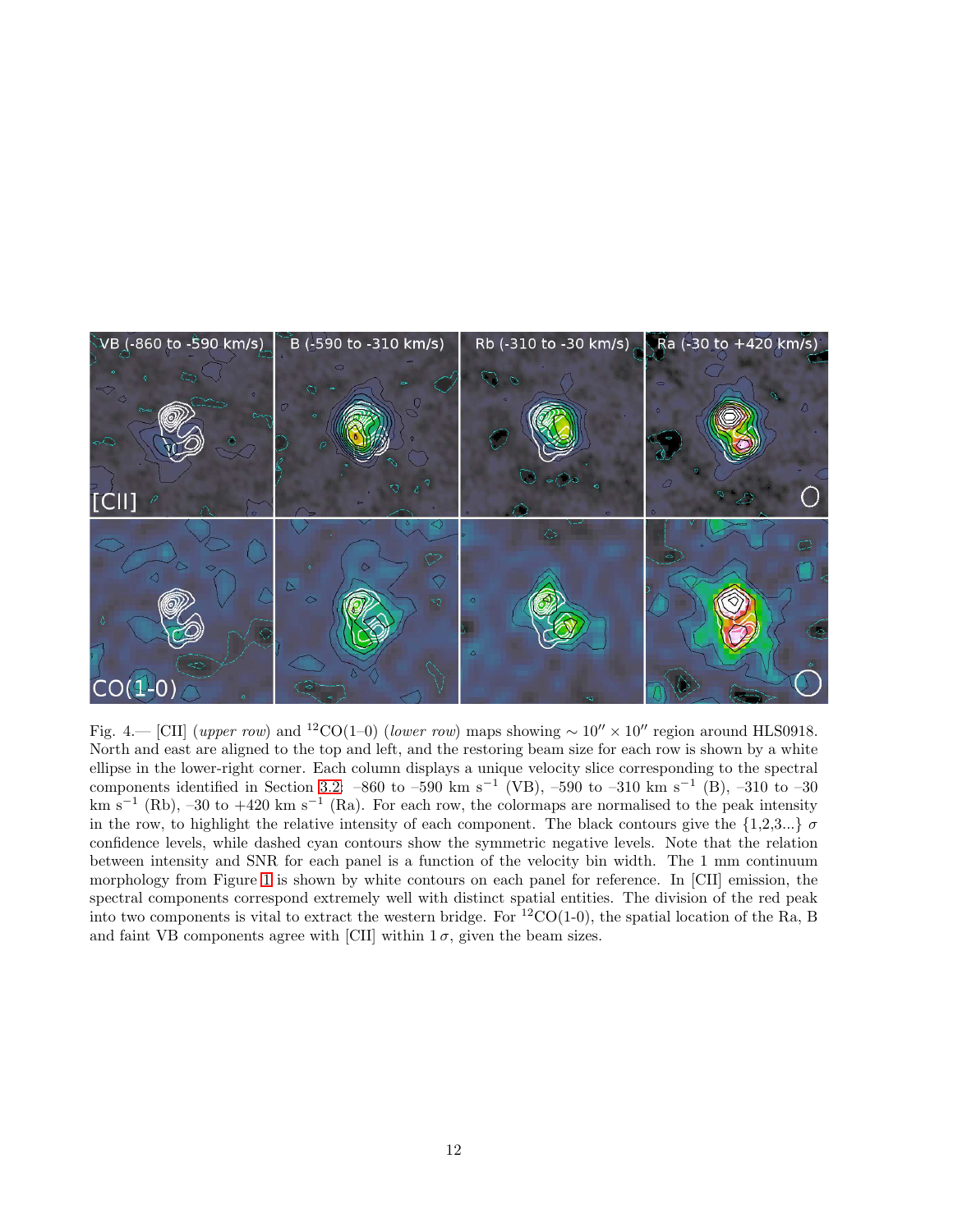Fig. 4.— [CII] (*upper row*) and $^{12}$CO(1–0) (*lower row*) maps showing $\sim 10'' \times 10''$ region around HLS0918. North and east are aligned to the top and left, and the restoring beam size for each row is shown by a white ellipse in the lower-right corner. Each column displays a unique velocity slice corresponding to the spectral components identified in Section 3.2: –860 to –590 km s$^{-1}$ (VB), –590 to –310 km s$^{-1}$ (B), –310 to –30 km s$^{-1}$ (Rb), –30 to +420 km s$^{-1}$ (Ra). For each row, the colormaps are normalised to the peak intensity in the row, to highlight the relative intensity of each component. The black contours give the {1,2,3...} $\sigma$ confidence levels, while dashed cyan contours show the symmetric negative levels. Note that the relation between intensity and SNR for each panel is a function of the velocity bin width. The 1 mm continuum morphology from Figure 1 is shown by white contours on each panel for reference. In [CII] emission, the spectral components correspond extremely well with distinct spatial entities. The division of the red peak into two components is vital to extract the western bridge. For $^{12}$CO(1-0), the spatial location of the Ra, B and faint VB components agree with [CII] within $1\,\sigma$, given the beam sizes.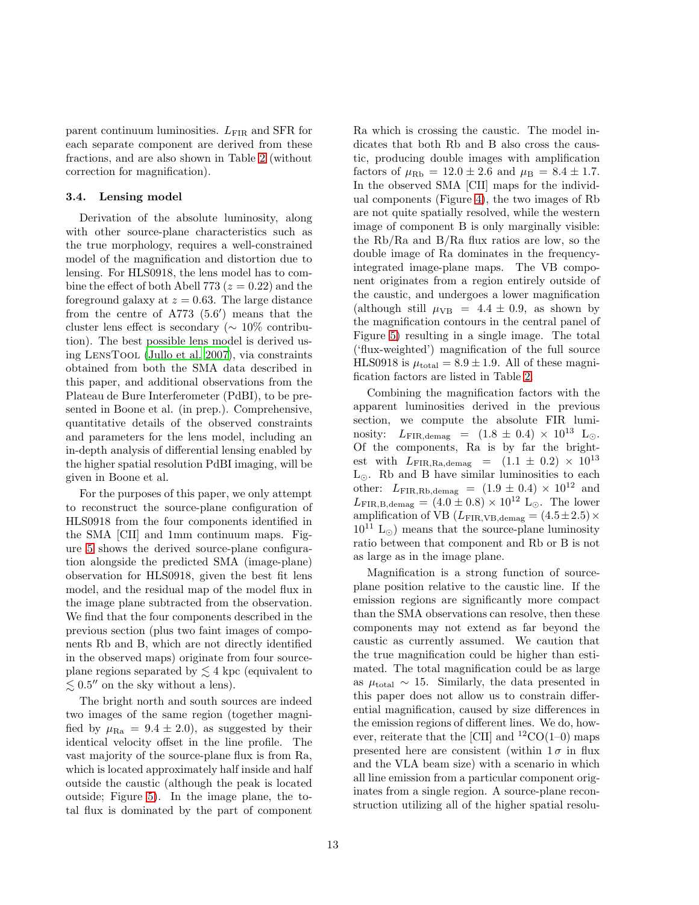parent continuum luminosities. $L_{\rm FIR}$ and SFR for each separate component are derived from these fractions, and are also shown in Table 2 (without correction for magnification).

### 3.4. Lensing model

Derivation of the absolute luminosity, along with other source-plane characteristics such as the true morphology, requires a well-constrained model of the magnification and distortion due to lensing. For HLS0918, the lens model has to combine the effect of both Abell 773 ($z = 0.22$) and the foreground galaxy at $z = 0.63$. The large distance from the centre of A773 ($5.6'$) means that the cluster lens effect is secondary ($\sim 10\%$ contribution). The best possible lens model is derived using LensTool (Jullo et al. 2007), via constraints obtained from both the SMA data described in this paper, and additional observations from the Plateau de Bure Interferometer (PdBI), to be presented in Boone et al. (in prep.). Comprehensive, quantitative details of the observed constraints and parameters for the lens model, including an in-depth analysis of differential lensing enabled by the higher spatial resolution PdBI imaging, will be given in Boone et al.

For the purposes of this paper, we only attempt to reconstruct the source-plane configuration of HLS0918 from the four components identified in the SMA [CII] and 1mm continuum maps. Figure 5 shows the derived source-plane configuration alongside the predicted SMA (image-plane) observation for HLS0918, given the best fit lens model, and the residual map of the model flux in the image plane subtracted from the observation. We find that the four components described in the previous section (plus two faint images of components Rb and B, which are not directly identified in the observed maps) originate from four source-plane regions separated by $\lesssim 4$ kpc (equivalent to $\lesssim 0.5''$ on the sky without a lens).

The bright north and south sources are indeed two images of the same region (together magnified by $\mu_{\rm Ra} = 9.4 \pm 2.0$), as suggested by their identical velocity offset in the line profile. The vast majority of the source-plane flux is from Ra, which is located approximately half inside and half outside the caustic (although the peak is located outside; Figure 5). In the image plane, the total flux is dominated by the part of component Ra which is crossing the caustic. The model indicates that both Rb and B also cross the caustic, producing double images with amplification factors of $\mu_{\rm Rb} = 12.0 \pm 2.6$ and $\mu_{\rm B} = 8.4 \pm 1.7$. In the observed SMA [CII] maps for the individual components (Figure 4), the two images of Rb are not quite spatially resolved, while the western image of component B is only marginally visible: the Rb/Ra and B/Ra flux ratios are low, so the double image of Ra dominates in the frequency-integrated image-plane maps. The VB component originates from a region entirely outside of the caustic, and undergoes a lower magnification (although still $\mu_{\rm VB} = 4.4 \pm 0.9$, as shown by the magnification contours in the central panel of Figure 5) resulting in a single image. The total ('flux-weighted') magnification of the full source HLS0918 is $\mu_{\rm total} = 8.9 \pm 1.9$. All of these magnification factors are listed in Table 2.

Combining the magnification factors with the apparent luminosities derived in the previous section, we compute the absolute FIR luminosity: $L_{\rm FIR,demag} = (1.8 \pm 0.4) \times 10^{13}$ L$_\odot$. Of the components, Ra is by far the brightest with $L_{\rm FIR,Ra,demag} = (1.1 \pm 0.2) \times 10^{13}$ L$_\odot$. Rb and B have similar luminosities to each other: $L_{\rm FIR,Rb,demag} = (1.9 \pm 0.4) \times 10^{12}$ and $L_{\rm FIR,B,demag} = (4.0 \pm 0.8) \times 10^{12}$ L$_\odot$. The lower amplification of VB ($L_{\rm FIR,VB,demag} = (4.5 \pm 2.5) \times 10^{11}$ L$_\odot$) means that the source-plane luminosity ratio between that component and Rb or B is not as large as in the image plane.

Magnification is a strong function of source-plane position relative to the caustic line. If the emission regions are significantly more compact than the SMA observations can resolve, then these components may not extend as far beyond the caustic as currently assumed. We caution that the true magnification could be higher than estimated. The total magnification could be as large as $\mu_{\rm total} \sim 15$. Similarly, the data presented in this paper does not allow us to constrain differential magnification, caused by size differences in the emission regions of different lines. We do, however, reiterate that the [CII] and $^{12}$CO(1–0) maps presented here are consistent (within $1\,\sigma$ in flux and the VLA beam size) with a scenario in which all line emission from a particular component originates from a single region. A source-plane reconstruction utilizing all of the higher spatial resolu-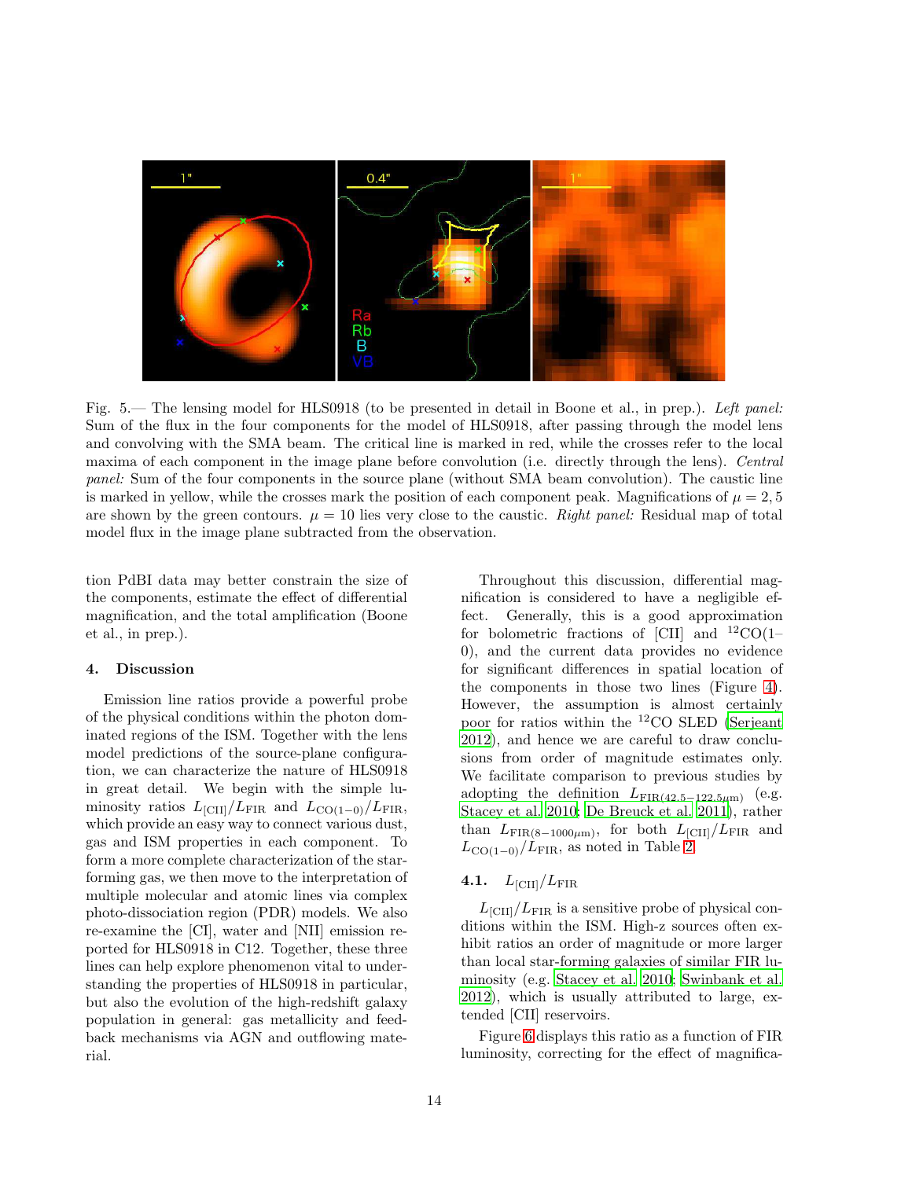Fig. 5.— The lensing model for HLS0918 (to be presented in detail in Boone et al., in prep.). *Left panel:* Sum of the flux in the four components for the model of HLS0918, after passing through the model lens and convolving with the SMA beam. The critical line is marked in red, while the crosses refer to the local maxima of each component in the image plane before convolution (i.e. directly through the lens). *Central panel:* Sum of the four components in the source plane (without SMA beam convolution). The caustic line is marked in yellow, while the crosses mark the position of each component peak. Magnifications of $\mu = 2, 5$ are shown by the green contours. $\mu = 10$ lies very close to the caustic. *Right panel:* Residual map of total model flux in the image plane subtracted from the observation.

tion PdBI data may better constrain the size of the components, estimate the effect of differential magnification, and the total amplification (Boone et al., in prep.).

## 4. Discussion

Emission line ratios provide a powerful probe of the physical conditions within the photon dominated regions of the ISM. Together with the lens model predictions of the source-plane configuration, we can characterize the nature of HLS0918 in great detail. We begin with the simple luminosity ratios $L_{\rm [CII]}/L_{\rm FIR}$ and $L_{\rm CO(1-0)}/L_{\rm FIR}$, which provide an easy way to connect various dust, gas and ISM properties in each component. To form a more complete characterization of the star-forming gas, we then move to the interpretation of multiple molecular and atomic lines via complex photo-dissociation region (PDR) models. We also re-examine the [CI], water and [NII] emission reported for HLS0918 in C12. Together, these three lines can help explore phenomenon vital to understanding the properties of HLS0918 in particular, but also the evolution of the high-redshift galaxy population in general: gas metallicity and feedback mechanisms via AGN and outflowing material.

Throughout this discussion, differential magnification is considered to have a negligible effect. Generally, this is a good approximation for bolometric fractions of [CII] and $^{12}$CO(1–0), and the current data provides no evidence for significant differences in spatial location of the components in those two lines (Figure 4). However, the assumption is almost certainly poor for ratios within the $^{12}$CO SLED (Serjeant 2012), and hence we are careful to draw conclusions from order of magnitude estimates only. We facilitate comparison to previous studies by adopting the definition $L_{\rm FIR(42.5-122.5\mu m)}$ (e.g. Stacey et al. 2010; De Breuck et al. 2011), rather than $L_{\rm FIR(8-1000\mu m)}$, for both $L_{\rm [CII]}/L_{\rm FIR}$ and $L_{\rm CO(1-0)}/L_{\rm FIR}$, as noted in Table 2.

### 4.1. $L_{\rm [CII]}/L_{\rm FIR}$

$L_{\rm [CII]}/L_{\rm FIR}$ is a sensitive probe of physical conditions within the ISM. High-z sources often exhibit ratios an order of magnitude or more larger than local star-forming galaxies of similar FIR luminosity (e.g. Stacey et al. 2010; Swinbank et al. 2012), which is usually attributed to large, extended [CII] reservoirs.

Figure 6 displays this ratio as a function of FIR luminosity, correcting for the effect of magnifica-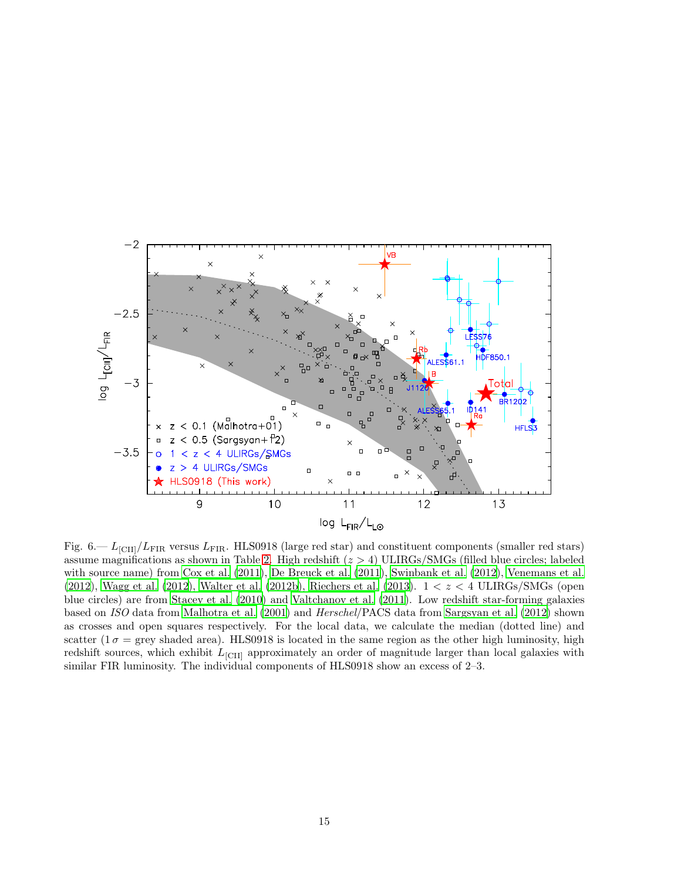Fig. 6.— $L_{[\mathrm{CII}]}/L_{\mathrm{FIR}}$ versus $L_{\mathrm{FIR}}$. HLS0918 (large red star) and constituent components (smaller red stars) assume magnifications as shown in Table 2. High redshift ($z > 4$) ULIRGs/SMGs (filled blue circles; labeled with source name) from Cox et al. (2011), De Breuck et al. (2011), Swinbank et al. (2012), Venemans et al. (2012), Wagg et al. (2012), Walter et al. (2012b), Riechers et al. (2013). $1 < z < 4$ ULIRGs/SMGs (open blue circles) are from Stacey et al. (2010) and Valtchanov et al. (2011). Low redshift star-forming galaxies based on *ISO* data from Malhotra et al. (2001) and *Herschel*/PACS data from Sargsyan et al. (2012) shown as crosses and open squares respectively. For the local data, we calculate the median (dotted line) and scatter ($1\,\sigma$ = grey shaded area). HLS0918 is located in the same region as the other high luminosity, high redshift sources, which exhibit $L_{[\mathrm{CII}]}$ approximately an order of magnitude larger than local galaxies with similar FIR luminosity. The individual components of HLS0918 show an excess of 2–3.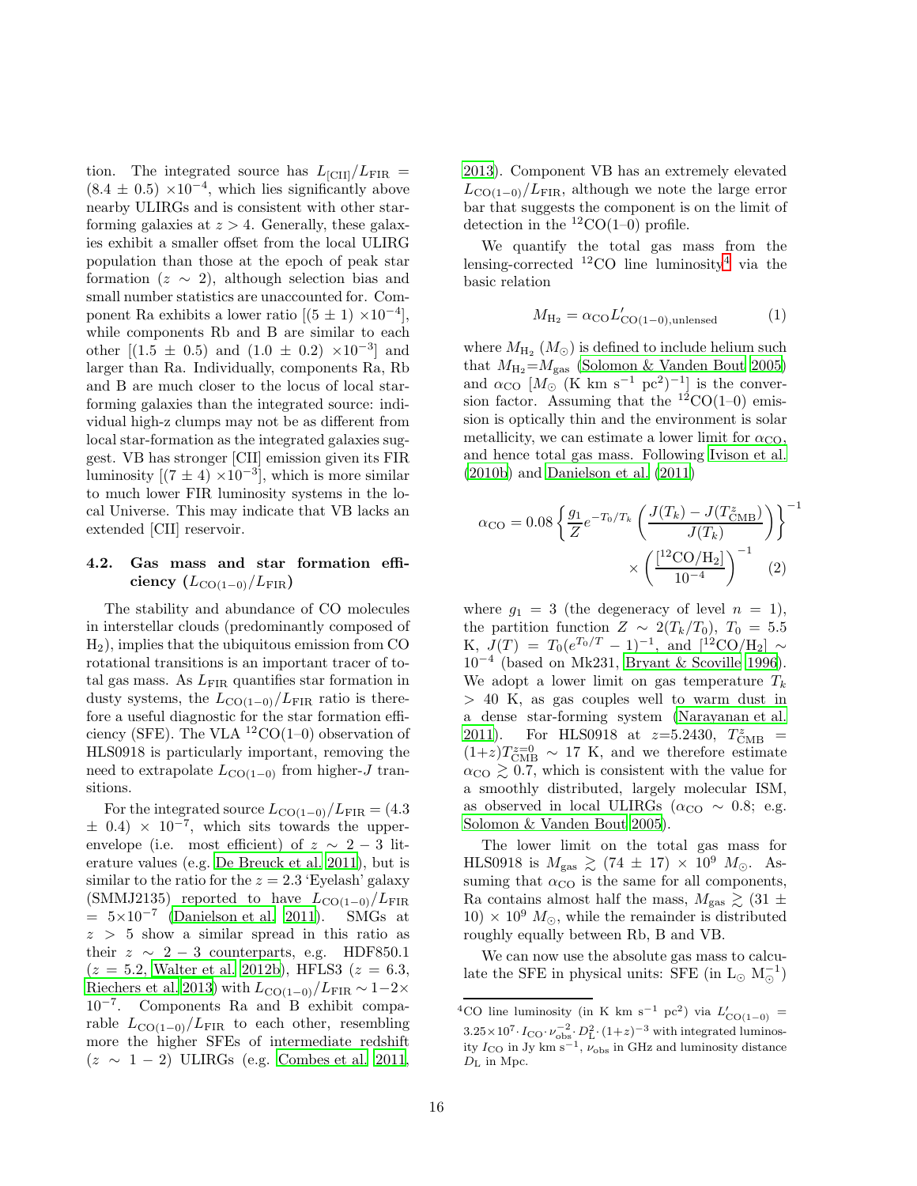tion. The integrated source has $L_{\rm [CII]}/L_{\rm FIR} = (8.4 \pm 0.5) \times 10^{-4}$, which lies significantly above nearby ULIRGs and is consistent with other star-forming galaxies at $z > 4$. Generally, these galaxies exhibit a smaller offset from the local ULIRG population than those at the epoch of peak star formation ($z \sim 2$), although selection bias and small number statistics are unaccounted for. Component Ra exhibits a lower ratio [$(5 \pm 1) \times 10^{-4}$], while components Rb and B are similar to each other [$(1.5 \pm 0.5)$ and $(1.0 \pm 0.2) \times 10^{-3}$] and larger than Ra. Individually, components Ra, Rb and B are much closer to the locus of local star-forming galaxies than the integrated source: individual high-z clumps may not be as different from local star-formation as the integrated galaxies suggest. VB has stronger [CII] emission given its FIR luminosity [$(7 \pm 4) \times 10^{-3}$], which is more similar to much lower FIR luminosity systems in the local Universe. This may indicate that VB lacks an extended [CII] reservoir.

### 4.2. Gas mass and star formation efficiency ($L_{\rm CO(1-0)}/L_{\rm FIR}$)

The stability and abundance of CO molecules in interstellar clouds (predominantly composed of $H_2$), implies that the ubiquitous emission from CO rotational transitions is an important tracer of total gas mass. As $L_{\rm FIR}$ quantifies star formation in dusty systems, the $L_{\rm CO(1-0)}/L_{\rm FIR}$ ratio is therefore a useful diagnostic for the star formation efficiency (SFE). The VLA $^{12}$CO(1–0) observation of HLS0918 is particularly important, removing the need to extrapolate $L_{\rm CO(1-0)}$ from higher-$J$ transitions.

For the integrated source $L_{\rm CO(1-0)}/L_{\rm FIR} = (4.3 \pm 0.4) \times 10^{-7}$, which sits towards the upper-envelope (i.e. most efficient) of $z \sim 2-3$ literature values (e.g. De Breuck et al. 2011), but is similar to the ratio for the $z = 2.3$ 'Eyelash' galaxy (SMMJ2135) reported to have $L_{\rm CO(1-0)}/L_{\rm FIR} = 5{\times}10^{-7}$ (Danielson et al. 2011). SMGs at $z > 5$ show a similar spread in this ratio as their $z \sim 2-3$ counterparts, e.g. HDF850.1 ($z = 5.2$, Walter et al. 2012b), HFLS3 ($z = 6.3$, Riechers et al. 2013) with $L_{\rm CO(1-0)}/L_{\rm FIR} \sim 1{-}2\times 10^{-7}$. Components Ra and B exhibit comparable $L_{\rm CO(1-0)}/L_{\rm FIR}$ to each other, resembling more the higher SFEs of intermediate redshift ($z \sim 1-2$) ULIRGs (e.g. Combes et al. 2011, 2013). Component VB has an extremely elevated $L_{\rm CO(1-0)}/L_{\rm FIR}$, although we note the large error bar that suggests the component is on the limit of detection in the $^{12}$CO(1–0) profile.

We quantify the total gas mass from the lensing-corrected $^{12}$CO line luminosity[4] via the basic relation

$$M_{\rm H_2} = \alpha_{\rm CO} L'_{\rm CO(1-0),unlensed} \quad (1)$$

where $M_{\rm H_2}$ ($M_\odot$) is defined to include helium such that $M_{\rm H_2}$=$M_{\rm gas}$ (Solomon & Vanden Bout 2005) and $\alpha_{\rm CO}$ [$M_\odot$ (K km s$^{-1}$ pc$^2$)$^{-1}$] is the conversion factor. Assuming that the $^{12}$CO(1–0) emission is optically thin and the environment is solar metallicity, we can estimate a lower limit for $\alpha_{\rm CO}$, and hence total gas mass. Following Ivison et al. (2010b) and Danielson et al. (2011)

$$\alpha_{\rm CO} = 0.08 \left\{ \frac{g_1}{Z} e^{-T_0/T_k} \left( \frac{J(T_k) - J(T^z_{\rm CMB})}{J(T_k)} \right) \right\}^{-1} \times \left( \frac{[^{12}{\rm CO/H_2}]}{10^{-4}} \right)^{-1} \quad (2)$$

where $g_1 = 3$ (the degeneracy of level $n = 1$), the partition function $Z \sim 2(T_k/T_0)$, $T_0 = 5.5$ K, $J(T) = T_0(e^{T_0/T} - 1)^{-1}$, and $[^{12}{\rm CO/H_2}] \sim 10^{-4}$ (based on Mk231, Bryant & Scoville 1996). We adopt a lower limit on gas temperature $T_k > 40$ K, as gas couples well to warm dust in a dense star-forming system (Narayanan et al. 2011). For HLS0918 at $z$=5.2430, $T^z_{\rm CMB} = (1{+}z)T^{z=0}_{\rm CMB} \sim 17$ K, and we therefore estimate $\alpha_{\rm CO} \gtrsim 0.7$, which is consistent with the value for a smoothly distributed, largely molecular ISM, as observed in local ULIRGs ($\alpha_{\rm CO} \sim 0.8$; e.g. Solomon & Vanden Bout 2005).

The lower limit on the total gas mass for HLS0918 is $M_{\rm gas} \gtrsim (74 \pm 17) \times 10^9\ M_\odot$. Assuming that $\alpha_{\rm CO}$ is the same for all components, Ra contains almost half the mass, $M_{\rm gas} \gtrsim (31 \pm 10) \times 10^9\ M_\odot$, while the remainder is distributed roughly equally between Rb, B and VB.

We can now use the absolute gas mass to calculate the SFE in physical units: SFE (in L$_\odot$ M$_\odot^{-1}$)

[4] CO line luminosity (in K km s$^{-1}$ pc$^2$) via $L'_{\rm CO(1-0)} = 3.25{\times}10^7 \cdot I_{\rm CO} \cdot \nu_{\rm obs}^{-2} \cdot D_{\rm L}^2 \cdot (1{+}z)^{-3}$ with integrated luminosity $I_{\rm CO}$ in Jy km s$^{-1}$, $\nu_{\rm obs}$ in GHz and luminosity distance $D_{\rm L}$ in Mpc.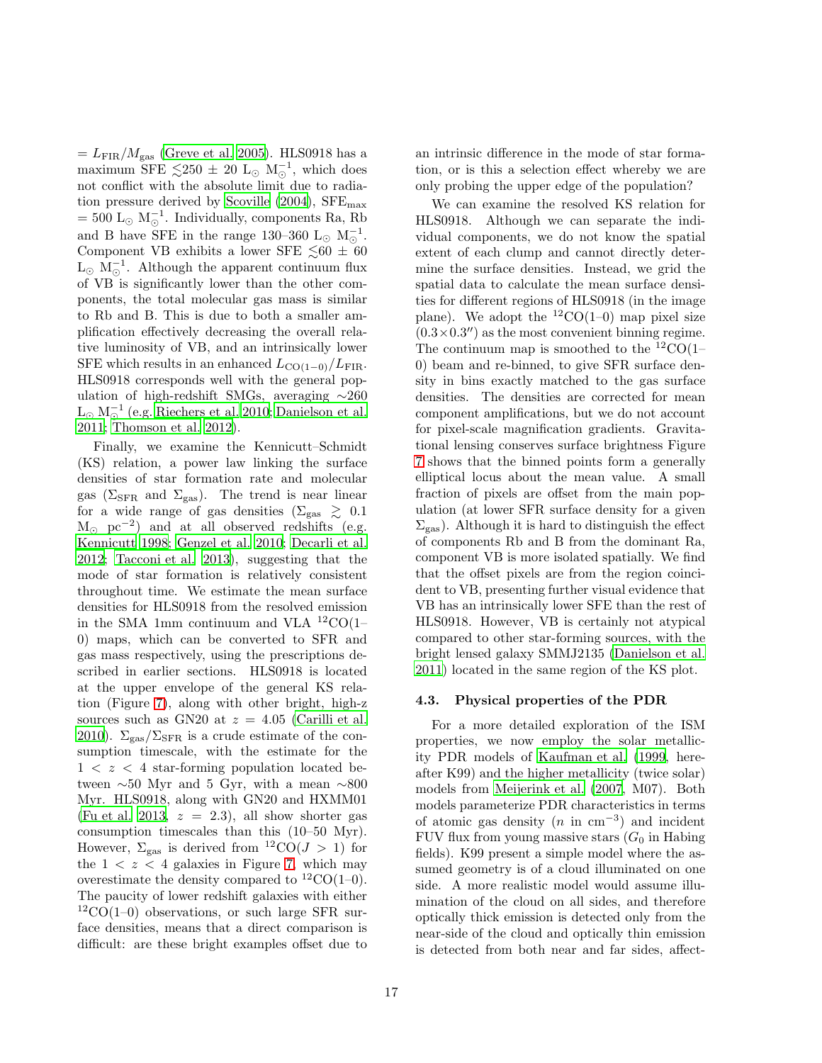$= L_{\rm FIR}/M_{\rm gas}$ (Greve et al. 2005). HLS0918 has a maximum SFE $\lesssim$250 ± 20 $L_\odot$ $M_\odot^{-1}$, which does not conflict with the absolute limit due to radiation pressure derived by Scoville (2004), $\rm SFE_{max}$ = 500 $L_\odot$ $M_\odot^{-1}$. Individually, components Ra, Rb and B have SFE in the range 130–360 $L_\odot$ $M_\odot^{-1}$. Component VB exhibits a lower SFE $\lesssim$60 ± 60 $L_\odot$ $M_\odot^{-1}$. Although the apparent continuum flux of VB is significantly lower than the other components, the total molecular gas mass is similar to Rb and B. This is due to both a smaller amplification effectively decreasing the overall relative luminosity of VB, and an intrinsically lower SFE which results in an enhanced $L_{\rm CO(1-0)}/L_{\rm FIR}$. HLS0918 corresponds well with the general population of high-redshift SMGs, averaging ∼260 $L_\odot$ $M_\odot^{-1}$ (e.g. Riechers et al. 2010; Danielson et al. 2011; Thomson et al. 2012).

Finally, we examine the Kennicutt–Schmidt (KS) relation, a power law linking the surface densities of star formation rate and molecular gas ($\Sigma_{\rm SFR}$ and $\Sigma_{\rm gas}$). The trend is near linear for a wide range of gas densities ($\Sigma_{\rm gas}$ $\gtrsim$ 0.1 $M_\odot$ pc$^{-2}$) and at all observed redshifts (e.g. Kennicutt 1998; Genzel et al. 2010; Decarli et al. 2012; Tacconi et al. 2013), suggesting that the mode of star formation is relatively consistent throughout time. We estimate the mean surface densities for HLS0918 from the resolved emission in the SMA 1mm continuum and VLA $^{12}$CO(1–0) maps, which can be converted to SFR and gas mass respectively, using the prescriptions described in earlier sections. HLS0918 is located at the upper envelope of the general KS relation (Figure 7), along with other bright, high-z sources such as GN20 at $z$ = 4.05 (Carilli et al. 2010). $\Sigma_{\rm gas}/\Sigma_{\rm SFR}$ is a crude estimate of the consumption timescale, with the estimate for the $1 < z < 4$ star-forming population located between ∼50 Myr and 5 Gyr, with a mean ∼800 Myr. HLS0918, along with GN20 and HXMM01 (Fu et al. 2013, $z$ = 2.3), all show shorter gas consumption timescales than this (10–50 Myr). However, $\Sigma_{\rm gas}$ is derived from $^{12}$CO($J > 1$) for the $1 < z < 4$ galaxies in Figure 7, which may overestimate the density compared to $^{12}$CO(1–0). The paucity of lower redshift galaxies with either $^{12}$CO(1–0) observations, or such large SFR surface densities, means that a direct comparison is difficult: are these bright examples offset due to an intrinsic difference in the mode of star formation, or is this a selection effect whereby we are only probing the upper edge of the population?

We can examine the resolved KS relation for HLS0918. Although we can separate the individual components, we do not know the spatial extent of each clump and cannot directly determine the surface densities. Instead, we grid the spatial data to calculate the mean surface densities for different regions of HLS0918 (in the image plane). We adopt the $^{12}$CO(1–0) map pixel size (0.3×0.3″) as the most convenient binning regime. The continuum map is smoothed to the $^{12}$CO(1–0) beam and re-binned, to give SFR surface density in bins exactly matched to the gas surface densities. The densities are corrected for mean component amplifications, but we do not account for pixel-scale magnification gradients. Gravitational lensing conserves surface brightness Figure 7 shows that the binned points form a generally elliptical locus about the mean value. A small fraction of pixels are offset from the main population (at lower SFR surface density for a given $\Sigma_{\rm gas}$). Although it is hard to distinguish the effect of components Rb and B from the dominant Ra, component VB is more isolated spatially. We find that the offset pixels are from the region coincident to VB, presenting further visual evidence that VB has an intrinsically lower SFE than the rest of HLS0918. However, VB is certainly not atypical compared to other star-forming sources, with the bright lensed galaxy SMMJ2135 (Danielson et al. 2011) located in the same region of the KS plot.

### 4.3. Physical properties of the PDR

For a more detailed exploration of the ISM properties, we now employ the solar metallicity PDR models of Kaufman et al. (1999, hereafter K99) and the higher metallicity (twice solar) models from Meijerink et al. (2007, M07). Both models parameterize PDR characteristics in terms of atomic gas density ($n$ in cm$^{-3}$) and incident FUV flux from young massive stars ($G_0$ in Habing fields). K99 present a simple model where the assumed geometry is of a cloud illuminated on one side. A more realistic model would assume illumination of the cloud on all sides, and therefore optically thick emission is detected only from the near-side of the cloud and optically thin emission is detected from both near and far sides, affect-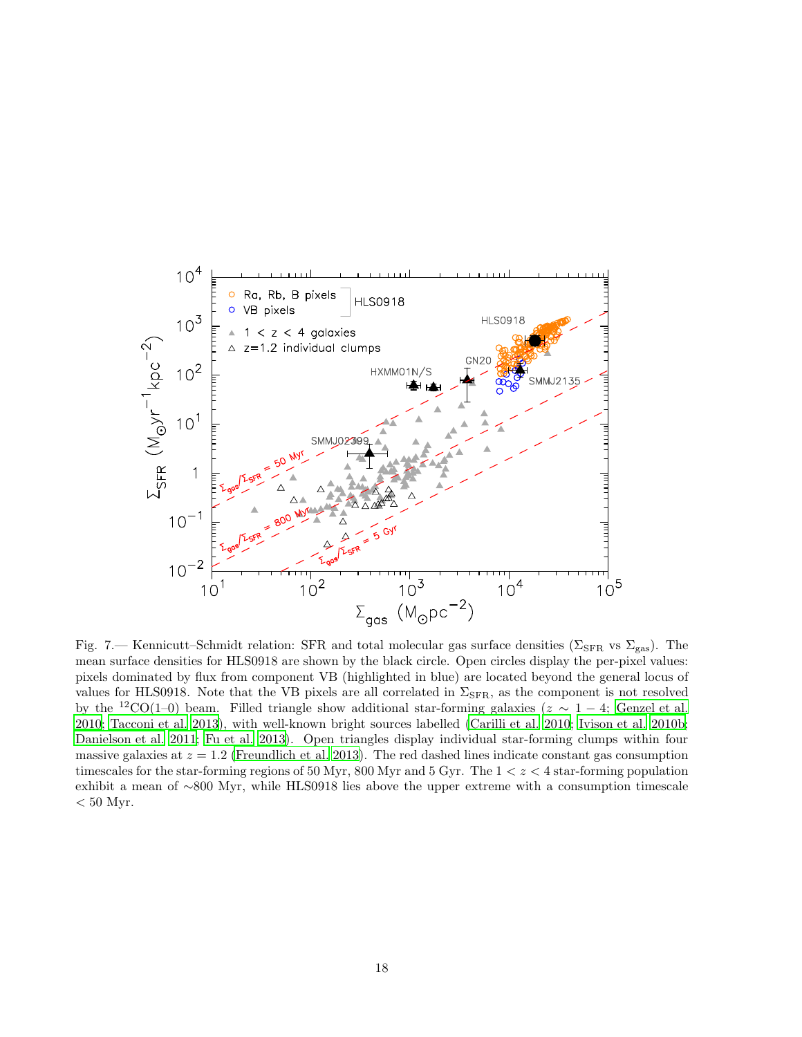Fig. 7.— Kennicutt–Schmidt relation: SFR and total molecular gas surface densities ($\Sigma_{\rm SFR}$ vs $\Sigma_{\rm gas}$). The mean surface densities for HLS0918 are shown by the black circle. Open circles display the per-pixel values: pixels dominated by flux from component VB (highlighted in blue) are located beyond the general locus of values for HLS0918. Note that the VB pixels are all correlated in $\Sigma_{\rm SFR}$, as the component is not resolved by the $^{12}$CO(1–0) beam. Filled triangle show additional star-forming galaxies ($z \sim 1-4$; Genzel et al. 2010; Tacconi et al. 2013), with well-known bright sources labelled (Carilli et al. 2010; Ivison et al. 2010b; Danielson et al. 2011; Fu et al. 2013). Open triangles display individual star-forming clumps within four massive galaxies at $z = 1.2$ (Freundlich et al. 2013). The red dashed lines indicate constant gas consumption timescales for the star-forming regions of 50 Myr, 800 Myr and 5 Gyr. The $1 < z < 4$ star-forming population exhibit a mean of $\sim$800 Myr, while HLS0918 lies above the upper extreme with a consumption timescale $< 50$ Myr.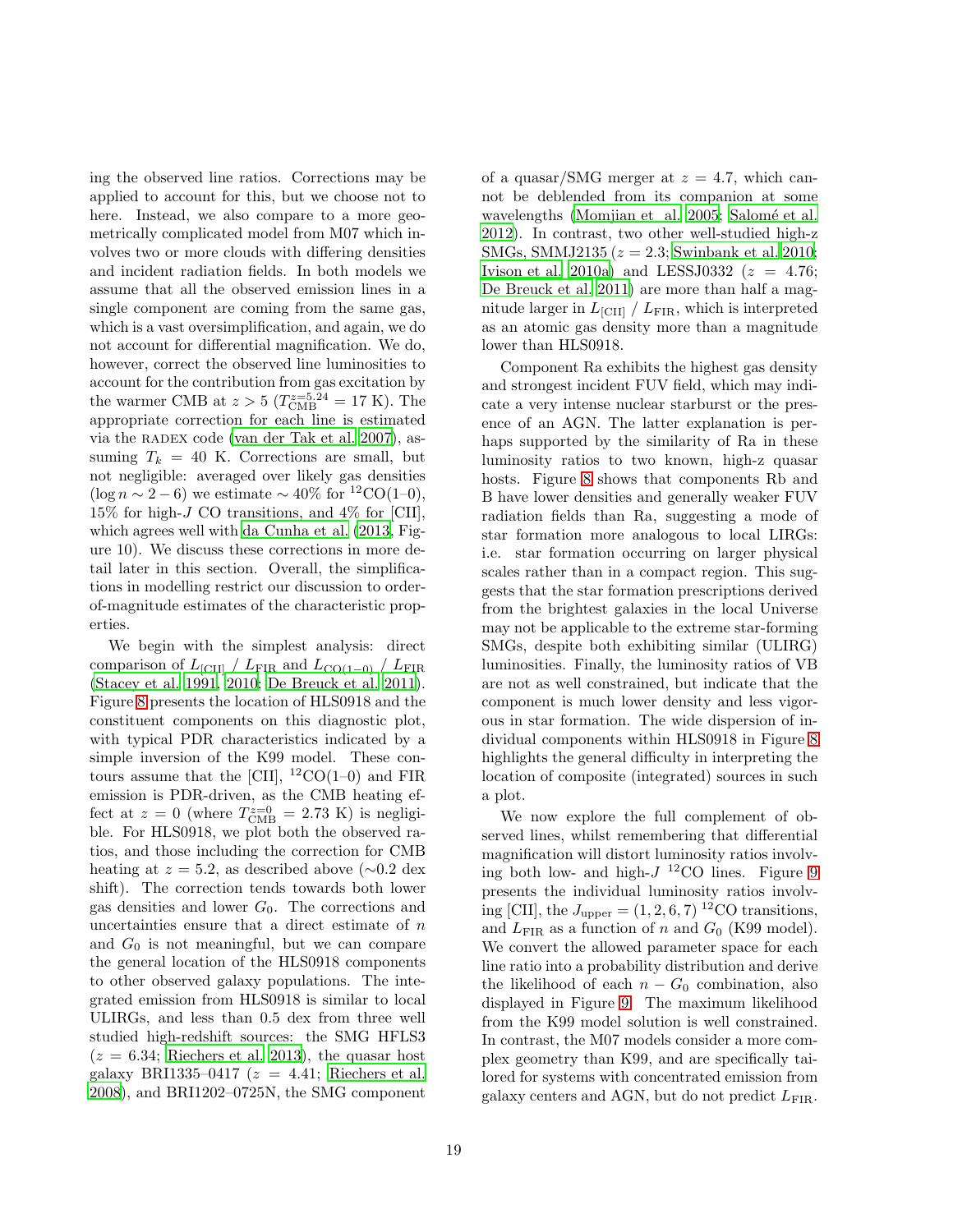ing the observed line ratios. Corrections may be applied to account for this, but we choose not to here. Instead, we also compare to a more geometrically complicated model from M07 which involves two or more clouds with differing densities and incident radiation fields. In both models we assume that all the observed emission lines in a single component are coming from the same gas, which is a vast oversimplification, and again, we do not account for differential magnification. We do, however, correct the observed line luminosities to account for the contribution from gas excitation by the warmer CMB at $z > 5$ ($T_{\rm CMB}^{z=5.24} = 17$ K). The appropriate correction for each line is estimated via the RADEX code (van der Tak et al. 2007), assuming $T_k = 40$ K. Corrections are small, but not negligible: averaged over likely gas densities ($\log n \sim 2-6$) we estimate $\sim 40\%$ for $^{12}$CO(1–0), 15% for high-$J$ CO transitions, and 4% for [CII], which agrees well with da Cunha et al. (2013, Figure 10). We discuss these corrections in more detail later in this section. Overall, the simplifications in modelling restrict our discussion to order-of-magnitude estimates of the characteristic properties.

We begin with the simplest analysis: direct comparison of $L_{\rm [CII]}$ / $L_{\rm FIR}$ and $L_{\rm CO(1-0)}$ / $L_{\rm FIR}$ (Stacey et al. 1991, 2010; De Breuck et al. 2011). Figure 8 presents the location of HLS0918 and the constituent components on this diagnostic plot, with typical PDR characteristics indicated by a simple inversion of the K99 model. These contours assume that the [CII], $^{12}$CO(1–0) and FIR emission is PDR-driven, as the CMB heating effect at $z = 0$ (where $T_{\rm CMB}^{z=0} = 2.73$ K) is negligible. For HLS0918, we plot both the observed ratios, and those including the correction for CMB heating at $z = 5.2$, as described above ($\sim$0.2 dex shift). The correction tends towards both lower gas densities and lower $G_0$. The corrections and uncertainties ensure that a direct estimate of $n$ and $G_0$ is not meaningful, but we can compare the general location of the HLS0918 components to other observed galaxy populations. The integrated emission from HLS0918 is similar to local ULIRGs, and less than 0.5 dex from three well studied high-redshift sources: the SMG HFLS3 ($z = 6.34$; Riechers et al. 2013), the quasar host galaxy BRI1335–0417 ($z = 4.41$; Riechers et al. 2008), and BRI1202–0725N, the SMG component of a quasar/SMG merger at $z = 4.7$, which cannot be deblended from its companion at some wavelengths (Momjian et al. 2005; Salomé et al. 2012). In contrast, two other well-studied high-z SMGs, SMMJ2135 ($z = 2.3$; Swinbank et al. 2010; Ivison et al. 2010a) and LESSJ0332 ($z = 4.76$; De Breuck et al. 2011) are more than half a magnitude larger in $L_{\rm [CII]}$ / $L_{\rm FIR}$, which is interpreted as an atomic gas density more than a magnitude lower than HLS0918.

Component Ra exhibits the highest gas density and strongest incident FUV field, which may indicate a very intense nuclear starburst or the presence of an AGN. The latter explanation is perhaps supported by the similarity of Ra in these luminosity ratios to two known, high-z quasar hosts. Figure 8 shows that components Rb and B have lower densities and generally weaker FUV radiation fields than Ra, suggesting a mode of star formation more analogous to local LIRGs: i.e. star formation occurring on larger physical scales rather than in a compact region. This suggests that the star formation prescriptions derived from the brightest galaxies in the local Universe may not be applicable to the extreme star-forming SMGs, despite both exhibiting similar (ULIRG) luminosities. Finally, the luminosity ratios of VB are not as well constrained, but indicate that the component is much lower density and less vigorous in star formation. The wide dispersion of individual components within HLS0918 in Figure 8 highlights the general difficulty in interpreting the location of composite (integrated) sources in such a plot.

We now explore the full complement of observed lines, whilst remembering that differential magnification will distort luminosity ratios involving both low- and high-$J$ $^{12}$CO lines. Figure 9 presents the individual luminosity ratios involving [CII], the $J_{\rm upper} = (1, 2, 6, 7)$ $^{12}$CO transitions, and $L_{\rm FIR}$ as a function of $n$ and $G_0$ (K99 model). We convert the allowed parameter space for each line ratio into a probability distribution and derive the likelihood of each $n - G_0$ combination, also displayed in Figure 9. The maximum likelihood from the K99 model solution is well constrained. In contrast, the M07 models consider a more complex geometry than K99, and are specifically tailored for systems with concentrated emission from galaxy centers and AGN, but do not predict $L_{\rm FIR}$.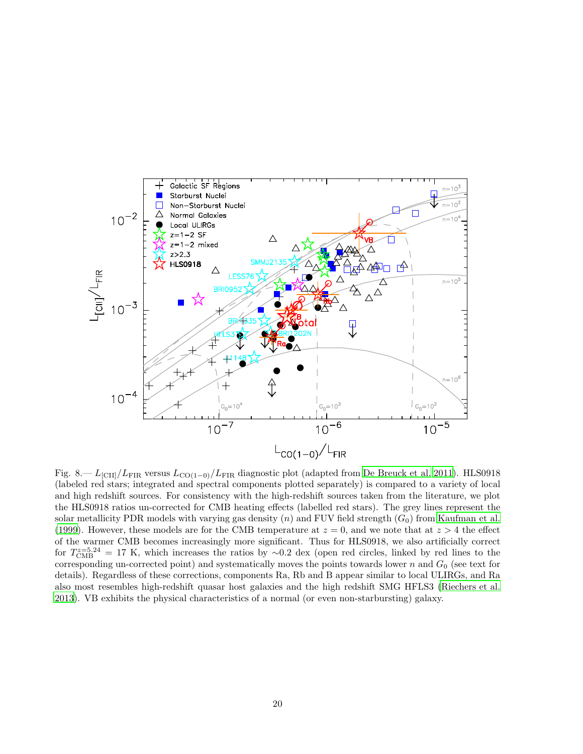Fig. 8.— $L_{[CII]}/L_{FIR}$ versus $L_{CO(1-0)}/L_{FIR}$ diagnostic plot (adapted from De Breuck et al. 2011). HLS0918 (labeled red stars; integrated and spectral components plotted separately) is compared to a variety of local and high redshift sources. For consistency with the high-redshift sources taken from the literature, we plot the HLS0918 ratios un-corrected for CMB heating effects (labelled red stars). The grey lines represent the solar metallicity PDR models with varying gas density ($n$) and FUV field strength ($G_0$) from Kaufman et al. (1999). However, these models are for the CMB temperature at $z = 0$, and we note that at $z > 4$ the effect of the warmer CMB becomes increasingly more significant. Thus for HLS0918, we also artificially correct for $T_{\rm CMB}^{z=5.24} = 17$ K, which increases the ratios by ∼0.2 dex (open red circles, linked by red lines to the corresponding un-corrected point) and systematically moves the points towards lower $n$ and $G_0$ (see text for details). Regardless of these corrections, components Ra, Rb and B appear similar to local ULIRGs, and Ra also most resembles high-redshift quasar host galaxies and the high redshift SMG HFLS3 (Riechers et al. 2013). VB exhibits the physical characteristics of a normal (or even non-starbursting) galaxy.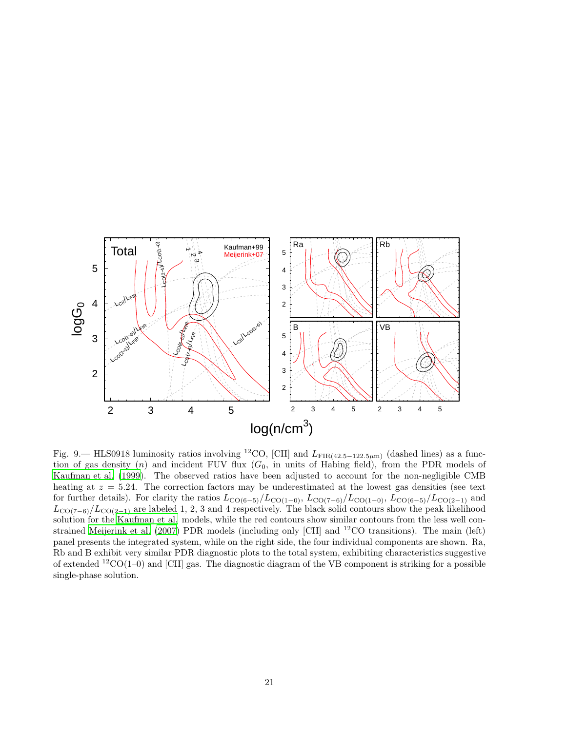Fig. 9.— HLS0918 luminosity ratios involving $^{12}$CO, [CII] and $L_{\rm FIR(42.5-122.5\mu m)}$ (dashed lines) as a function of gas density ($n$) and incident FUV flux ($G_0$, in units of Habing field), from the PDR models of Kaufman et al. (1999). The observed ratios have been adjusted to account for the non-negligible CMB heating at $z = 5.24$. The correction factors may be underestimated at the lowest gas densities (see text for further details). For clarity the ratios $L_{\rm CO(6-5)}/L_{\rm CO(1-0)}$, $L_{\rm CO(7-6)}/L_{\rm CO(1-0)}$, $L_{\rm CO(6-5)}/L_{\rm CO(2-1)}$ and $L_{\rm CO(7-6)}/L_{\rm CO(2-1)}$ are labeled 1, 2, 3 and 4 respectively. The black solid contours show the peak likelihood solution for the Kaufman et al. models, while the red contours show similar contours from the less well constrained Meijerink et al. (2007) PDR models (including only [CII] and $^{12}$CO transitions). The main (left) panel presents the integrated system, while on the right side, the four individual components are shown. Ra, Rb and B exhibit very similar PDR diagnostic plots to the total system, exhibiting characteristics suggestive of extended $^{12}$CO(1–0) and [CII] gas. The diagnostic diagram of the VB component is striking for a possible single-phase solution.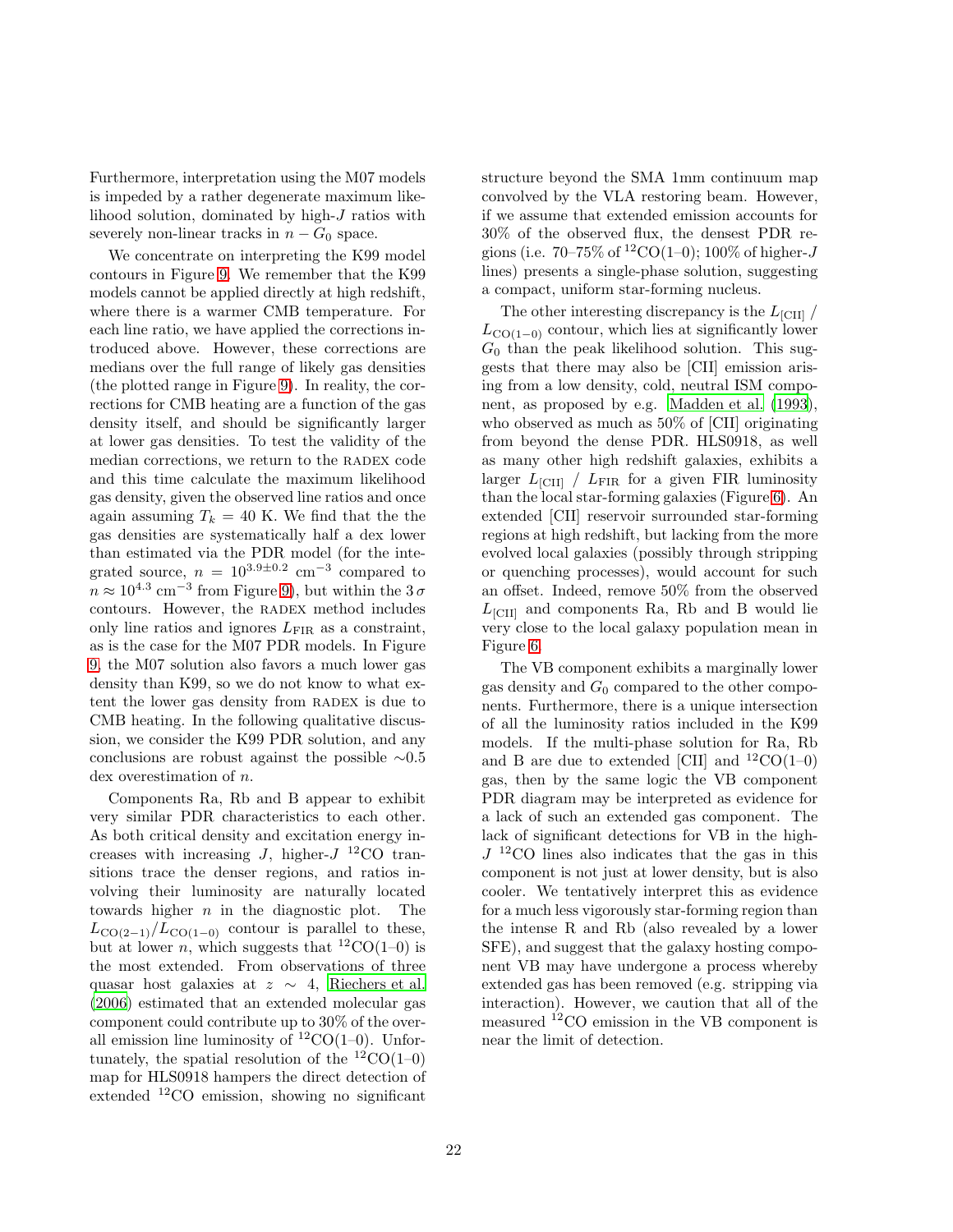Furthermore, interpretation using the M07 models is impeded by a rather degenerate maximum likelihood solution, dominated by high-$J$ ratios with severely non-linear tracks in $n - G_0$ space.

We concentrate on interpreting the K99 model contours in Figure 9. We remember that the K99 models cannot be applied directly at high redshift, where there is a warmer CMB temperature. For each line ratio, we have applied the corrections introduced above. However, these corrections are medians over the full range of likely gas densities (the plotted range in Figure 9). In reality, the corrections for CMB heating are a function of the gas density itself, and should be significantly larger at lower gas densities. To test the validity of the median corrections, we return to the RADEX code and this time calculate the maximum likelihood gas density, given the observed line ratios and once again assuming $T_k = 40$ K. We find that the the gas densities are systematically half a dex lower than estimated via the PDR model (for the integrated source, $n = 10^{3.9\pm0.2}$ cm$^{-3}$ compared to $n \approx 10^{4.3}$ cm$^{-3}$ from Figure 9), but within the $3\,\sigma$ contours. However, the RADEX method includes only line ratios and ignores $L_{\rm FIR}$ as a constraint, as is the case for the M07 PDR models. In Figure 9, the M07 solution also favors a much lower gas density than K99, so we do not know to what extent the lower gas density from RADEX is due to CMB heating. In the following qualitative discussion, we consider the K99 PDR solution, and any conclusions are robust against the possible $\sim$0.5 dex overestimation of $n$.

Components Ra, Rb and B appear to exhibit very similar PDR characteristics to each other. As both critical density and excitation energy increases with increasing $J$, higher-$J$ $^{12}$CO transitions trace the denser regions, and ratios involving their luminosity are naturally located towards higher $n$ in the diagnostic plot. The $L_{\rm CO(2-1)}/L_{\rm CO(1-0)}$ contour is parallel to these, but at lower $n$, which suggests that $^{12}$CO(1–0) is the most extended. From observations of three quasar host galaxies at $z \sim 4$, Riechers et al. (2006) estimated that an extended molecular gas component could contribute up to 30% of the overall emission line luminosity of $^{12}$CO(1–0). Unfortunately, the spatial resolution of the $^{12}$CO(1–0) map for HLS0918 hampers the direct detection of extended $^{12}$CO emission, showing no significant structure beyond the SMA 1mm continuum map convolved by the VLA restoring beam. However, if we assume that extended emission accounts for 30% of the observed flux, the densest PDR regions (i.e. 70–75% of $^{12}$CO(1–0); 100% of higher-$J$ lines) presents a single-phase solution, suggesting a compact, uniform star-forming nucleus.

The other interesting discrepancy is the $L_{\rm [CII]}$ / $L_{\rm CO(1-0)}$ contour, which lies at significantly lower $G_0$ than the peak likelihood solution. This suggests that there may also be [CII] emission arising from a low density, cold, neutral ISM component, as proposed by e.g. Madden et al. (1993), who observed as much as 50% of [CII] originating from beyond the dense PDR. HLS0918, as well as many other high redshift galaxies, exhibits a larger $L_{\rm [CII]}$ / $L_{\rm FIR}$ for a given FIR luminosity than the local star-forming galaxies (Figure 6). An extended [CII] reservoir surrounded star-forming regions at high redshift, but lacking from the more evolved local galaxies (possibly through stripping or quenching processes), would account for such an offset. Indeed, remove 50% from the observed $L_{\rm [CII]}$ and components Ra, Rb and B would lie very close to the local galaxy population mean in Figure 6.

The VB component exhibits a marginally lower gas density and $G_0$ compared to the other components. Furthermore, there is a unique intersection of all the luminosity ratios included in the K99 models. If the multi-phase solution for Ra, Rb and B are due to extended [CII] and $^{12}$CO(1–0) gas, then by the same logic the VB component PDR diagram may be interpreted as evidence for a lack of such an extended gas component. The lack of significant detections for VB in the high-$J$ $^{12}$CO lines also indicates that the gas in this component is not just at lower density, but is also cooler. We tentatively interpret this as evidence for a much less vigorously star-forming region than the intense R and Rb (also revealed by a lower SFE), and suggest that the galaxy hosting component VB may have undergone a process whereby extended gas has been removed (e.g. stripping via interaction). However, we caution that all of the measured $^{12}$CO emission in the VB component is near the limit of detection.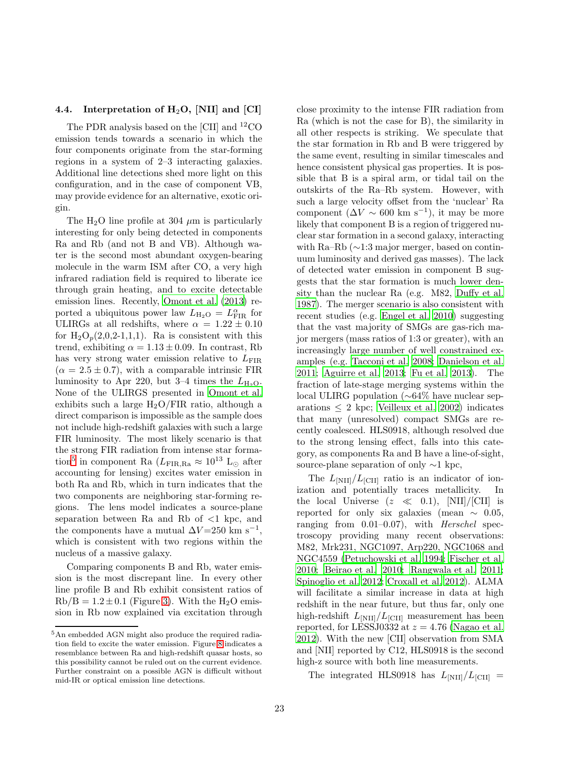### 4.4. Interpretation of $H_2O$, [NII] and [CI]

The PDR analysis based on the [CII] and $^{12}$CO emission tends towards a scenario in which the four components originate from the star-forming regions in a system of 2–3 interacting galaxies. Additional line detections shed more light on this configuration, and in the case of component VB, may provide evidence for an alternative, exotic origin.

The $H_2O$ line profile at 304 $\mu$m is particularly interesting for only being detected in components Ra and Rb (and not B and VB). Although water is the second most abundant oxygen-bearing molecule in the warm ISM after CO, a very high infrared radiation field is required to liberate ice through grain heating, and to excite detectable emission lines. Recently, Omont et al. (2013) reported a ubiquitous power law $L_{\mathrm{H_2O}} = L_{\mathrm{FIR}}^{\alpha}$ for ULIRGs at all redshifts, where $\alpha = 1.22 \pm 0.10$ for $\mathrm{H_2O}_p(2,0,2\text{-}1,1,1)$. Ra is consistent with this trend, exhibiting $\alpha = 1.13 \pm 0.09$. In contrast, Rb has very strong water emission relative to $L_{\mathrm{FIR}}$ ($\alpha = 2.5 \pm 0.7$), with a comparable intrinsic FIR luminosity to Apr 220, but 3–4 times the $L_{\mathrm{H_2O}}$. None of the ULIRGS presented in Omont et al. exhibits such a large $H_2O$/FIR ratio, although a direct comparison is impossible as the sample does not include high-redshift galaxies with such a large FIR luminosity. The most likely scenario is that the strong FIR radiation from intense star formation[5] in component Ra ($L_{\mathrm{FIR,Ra}} \approx 10^{13}$ $\mathrm{L_\odot}$ after accounting for lensing) excites water emission in both Ra and Rb, which in turn indicates that the two components are neighboring star-forming regions. The lens model indicates a source-plane separation between Ra and Rb of <1 kpc, and the components have a mutual $\Delta V$=250 km s$^{-1}$, which is consistent with two regions within the nucleus of a massive galaxy.

Comparing components B and Rb, water emission is the most discrepant line. In every other line profile B and Rb exhibit consistent ratios of Rb/B = $1.2 \pm 0.1$ (Figure 3). With the $H_2O$ emission in Rb now explained via excitation through close proximity to the intense FIR radiation from Ra (which is not the case for B), the similarity in all other respects is striking. We speculate that the star formation in Rb and B were triggered by the same event, resulting in similar timescales and hence consistent physical gas properties. It is possible that B is a spiral arm, or tidal tail on the outskirts of the Ra–Rb system. However, with such a large velocity offset from the 'nuclear' Ra component ($\Delta V \sim 600$ km s$^{-1}$), it may be more likely that component B is a region of triggered nuclear star formation in a second galaxy, interacting with Ra–Rb (∼1:3 major merger, based on continuum luminosity and derived gas masses). The lack of detected water emission in component B suggests that the star formation is much lower density than the nuclear Ra (e.g. M82, Duffy et al. 1987). The merger scenario is also consistent with recent studies (e.g. Engel et al. 2010) suggesting that the vast majority of SMGs are gas-rich major mergers (mass ratios of 1:3 or greater), with an increasingly large number of well constrained examples (e.g. Tacconi et al. 2008; Danielson et al. 2011; Aguirre et al. 2013; Fu et al. 2013). The fraction of late-stage merging systems within the local ULIRG population (∼64% have nuclear separations ≤ 2 kpc; Veilleux et al. 2002) indicates that many (unresolved) compact SMGs are recently coalesced. HLS0918, although resolved due to the strong lensing effect, falls into this category, as components Ra and B have a line-of-sight, source-plane separation of only ∼1 kpc,

The $L_{\mathrm{[NII]}}/L_{\mathrm{[CII]}}$ ratio is an indicator of ionization and potentially traces metallicity. In the local Universe ($z \ll 0.1$), [NII]/[CII] is reported for only six galaxies (mean ∼ 0.05, ranging from 0.01–0.07), with *Herschel* spectroscopy providing many recent observations: M82, Mrk231, NGC1097, Arp220, NGC1068 and NGC4559 (Petuchowski et al. 1994; Fischer et al. 2010; Beirao et al. 2010; Rangwala et al. 2011; Spinoglio et al. 2012; Croxall et al. 2012). ALMA will facilitate a similar increase in data at high redshift in the near future, but thus far, only one high-redshift $L_{\mathrm{[NII]}}/L_{\mathrm{[CII]}}$ measurement has been reported, for LESSJ0332 at $z = 4.76$ (Nagao et al. 2012). With the new [CII] observation from SMA and [NII] reported by C12, HLS0918 is the second high-z source with both line measurements.

The integrated HLS0918 has $L_{\mathrm{[NII]}}/L_{\mathrm{[CII]}}$ =

[5] An embedded AGN might also produce the required radiation field to excite the water emission. Figure 8 indicates a resemblance between Ra and high-redshift quasar hosts, so this possibility cannot be ruled out on the current evidence. Further constraint on a possible AGN is difficult without mid-IR or optical emission line detections.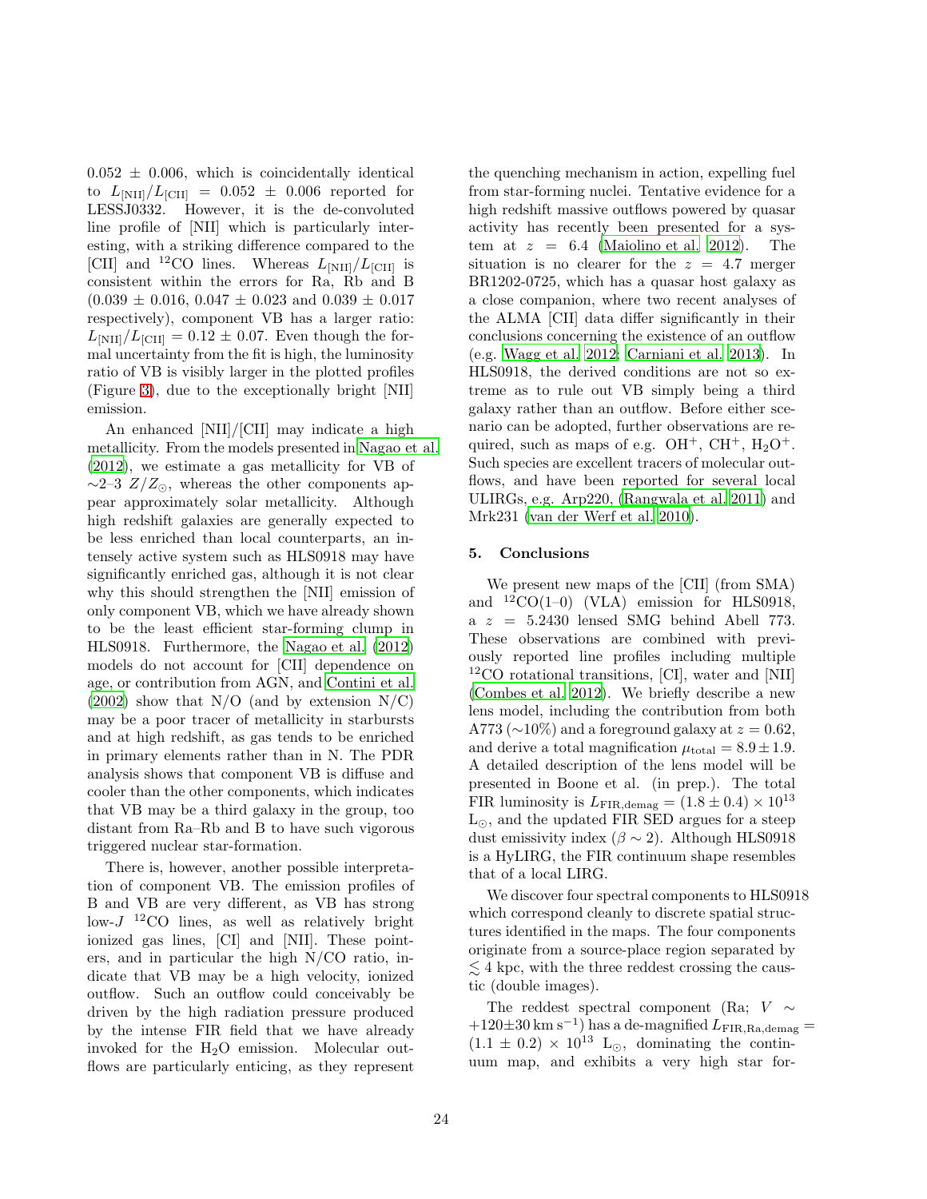0.052 ± 0.006, which is coincidentally identical to $L_{\rm [NII]}/L_{\rm [CII]} = 0.052 \pm 0.006$ reported for LESSJ0332. However, it is the de-convoluted line profile of [NII] which is particularly interesting, with a striking difference compared to the [CII] and $^{12}$CO lines. Whereas $L_{\rm [NII]}/L_{\rm [CII]}$ is consistent within the errors for Ra, Rb and B (0.039 ± 0.016, 0.047 ± 0.023 and 0.039 ± 0.017 respectively), component VB has a larger ratio: $L_{\rm [NII]}/L_{\rm [CII]} = 0.12 \pm 0.07$. Even though the formal uncertainty from the fit is high, the luminosity ratio of VB is visibly larger in the plotted profiles (Figure 3), due to the exceptionally bright [NII] emission.

An enhanced [NII]/[CII] may indicate a high metallicity. From the models presented in Nagao et al. (2012), we estimate a gas metallicity for VB of $\sim$2–3 $Z/Z_\odot$, whereas the other components appear approximately solar metallicity. Although high redshift galaxies are generally expected to be less enriched than local counterparts, an intensely active system such as HLS0918 may have significantly enriched gas, although it is not clear why this should strengthen the [NII] emission of only component VB, which we have already shown to be the least efficient star-forming clump in HLS0918. Furthermore, the Nagao et al. (2012) models do not account for [CII] dependence on age, or contribution from AGN, and Contini et al. (2002) show that N/O (and by extension N/C) may be a poor tracer of metallicity in starbursts and at high redshift, as gas tends to be enriched in primary elements rather than in N. The PDR analysis shows that component VB is diffuse and cooler than the other components, which indicates that VB may be a third galaxy in the group, too distant from Ra–Rb and B to have such vigorous triggered nuclear star-formation.

There is, however, another possible interpretation of component VB. The emission profiles of B and VB are very different, as VB has strong low-$J$ $^{12}$CO lines, as well as relatively bright ionized gas lines, [CI] and [NII]. These pointers, and in particular the high N/CO ratio, indicate that VB may be a high velocity, ionized outflow. Such an outflow could conceivably be driven by the high radiation pressure produced by the intense FIR field that we have already invoked for the $H_2O$ emission. Molecular outflows are particularly enticing, as they represent the quenching mechanism in action, expelling fuel from star-forming nuclei. Tentative evidence for a high redshift massive outflows powered by quasar activity has recently been presented for a system at $z = 6.4$ (Maiolino et al. 2012). The situation is no clearer for the $z = 4.7$ merger BR1202-0725, which has a quasar host galaxy as a close companion, where two recent analyses of the ALMA [CII] data differ significantly in their conclusions concerning the existence of an outflow (e.g. Wagg et al. 2012; Carniani et al. 2013). In HLS0918, the derived conditions are not so extreme as to rule out VB simply being a third galaxy rather than an outflow. Before either scenario can be adopted, further observations are required, such as maps of e.g. $OH^+$, $CH^+$, $H_2O^+$. Such species are excellent tracers of molecular outflows, and have been reported for several local ULIRGs, e.g. Arp220, (Rangwala et al. 2011) and Mrk231 (van der Werf et al. 2010).

## 5. Conclusions

We present new maps of the [CII] (from SMA) and $^{12}$CO(1–0) (VLA) emission for HLS0918, a $z = 5.2430$ lensed SMG behind Abell 773. These observations are combined with previously reported line profiles including multiple $^{12}$CO rotational transitions, [CI], water and [NII] (Combes et al. 2012). We briefly describe a new lens model, including the contribution from both A773 ($\sim$10%) and a foreground galaxy at $z = 0.62$, and derive a total magnification $\mu_{\rm total} = 8.9 \pm 1.9$. A detailed description of the lens model will be presented in Boone et al. (in prep.). The total FIR luminosity is $L_{\rm FIR,demag} = (1.8 \pm 0.4) \times 10^{13}$ L$_\odot$, and the updated FIR SED argues for a steep dust emissivity index ($\beta \sim 2$). Although HLS0918 is a HyLIRG, the FIR continuum shape resembles that of a local LIRG.

We discover four spectral components to HLS0918 which correspond cleanly to discrete spatial structures identified in the maps. The four components originate from a source-place region separated by $\lesssim 4$ kpc, with the three reddest crossing the caustic (double images).

The reddest spectral component (Ra; $V \sim +120{\pm}30$ km s$^{-1}$) has a de-magnified $L_{\rm FIR,Ra,demag} = (1.1 \pm 0.2) \times 10^{13}$ L$_\odot$, dominating the continuum map, and exhibits a very high star for-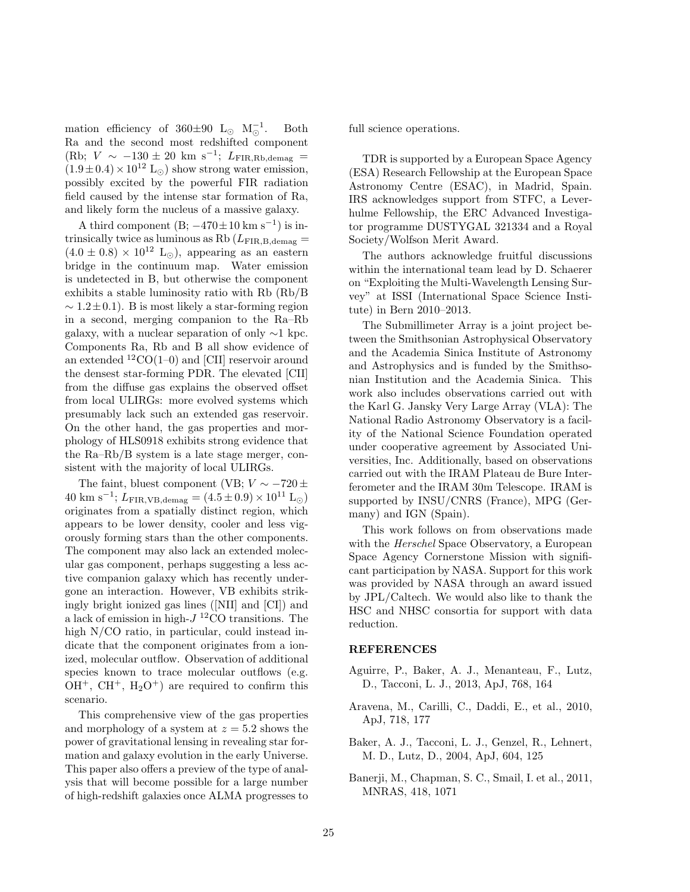mation efficiency of 360±90 $L_\odot$ $M_\odot^{-1}$. Both Ra and the second most redshifted component (Rb; $V \sim -130 \pm 20$ km s$^{-1}$; $L_{\rm FIR,Rb,demag} = (1.9 \pm 0.4) \times 10^{12}$ $L_\odot$) show strong water emission, possibly excited by the powerful FIR radiation field caused by the intense star formation of Ra, and likely form the nucleus of a massive galaxy.

A third component (B; $-470 \pm 10$ km s$^{-1}$) is intrinsically twice as luminous as Rb ($L_{\rm FIR,B,demag} = (4.0 \pm 0.8) \times 10^{12}$ $L_\odot$), appearing as an eastern bridge in the continuum map. Water emission is undetected in B, but otherwise the component exhibits a stable luminosity ratio with Rb (Rb/B $\sim 1.2 \pm 0.1$). B is most likely a star-forming region in a second, merging companion to the Ra–Rb galaxy, with a nuclear separation of only ∼1 kpc. Components Ra, Rb and B all show evidence of an extended $^{12}$CO(1–0) and [CII] reservoir around the densest star-forming PDR. The elevated [CII] from the diffuse gas explains the observed offset from local ULIRGs: more evolved systems which presumably lack such an extended gas reservoir. On the other hand, the gas properties and morphology of HLS0918 exhibits strong evidence that the Ra–Rb/B system is a late stage merger, consistent with the majority of local ULIRGs.

The faint, bluest component (VB; $V \sim -720 \pm 40$ km s$^{-1}$; $L_{\rm FIR,VB,demag} = (4.5 \pm 0.9) \times 10^{11}$ $L_\odot$) originates from a spatially distinct region, which appears to be lower density, cooler and less vigorously forming stars than the other components. The component may also lack an extended molecular gas component, perhaps suggesting a less active companion galaxy which has recently undergone an interaction. However, VB exhibits strikingly bright ionized gas lines ([NII] and [CI]) and a lack of emission in high-$J$ $^{12}$CO transitions. The high N/CO ratio, in particular, could instead indicate that the component originates from a ionized, molecular outflow. Observation of additional species known to trace molecular outflows (e.g. $OH^+$, $CH^+$, $H_2O^+$) are required to confirm this scenario.

This comprehensive view of the gas properties and morphology of a system at $z = 5.2$ shows the power of gravitational lensing in revealing star formation and galaxy evolution in the early Universe. This paper also offers a preview of the type of analysis that will become possible for a large number of high-redshift galaxies once ALMA progresses to full science operations.

TDR is supported by a European Space Agency (ESA) Research Fellowship at the European Space Astronomy Centre (ESAC), in Madrid, Spain. IRS acknowledges support from STFC, a Leverhulme Fellowship, the ERC Advanced Investigator programme DUSTYGAL 321334 and a Royal Society/Wolfson Merit Award.

The authors acknowledge fruitful discussions within the international team lead by D. Schaerer on "Exploiting the Multi-Wavelength Lensing Survey" at ISSI (International Space Science Institute) in Bern 2010–2013.

The Submillimeter Array is a joint project between the Smithsonian Astrophysical Observatory and the Academia Sinica Institute of Astronomy and Astrophysics and is funded by the Smithsonian Institution and the Academia Sinica. This work also includes observations carried out with the Karl G. Jansky Very Large Array (VLA): The National Radio Astronomy Observatory is a facility of the National Science Foundation operated under cooperative agreement by Associated Universities, Inc. Additionally, based on observations carried out with the IRAM Plateau de Bure Interferometer and the IRAM 30m Telescope. IRAM is supported by INSU/CNRS (France), MPG (Germany) and IGN (Spain).

This work follows on from observations made with the *Herschel* Space Observatory, a European Space Agency Cornerstone Mission with significant participation by NASA. Support for this work was provided by NASA through an award issued by JPL/Caltech. We would also like to thank the HSC and NHSC consortia for support with data reduction.

## REFERENCES

Aguirre, P., Baker, A. J., Menanteau, F., Lutz, D., Tacconi, L. J., 2013, ApJ, 768, 164

Aravena, M., Carilli, C., Daddi, E., et al., 2010, ApJ, 718, 177

Baker, A. J., Tacconi, L. J., Genzel, R., Lehnert, M. D., Lutz, D., 2004, ApJ, 604, 125

Banerji, M., Chapman, S. C., Smail, I. et al., 2011, MNRAS, 418, 1071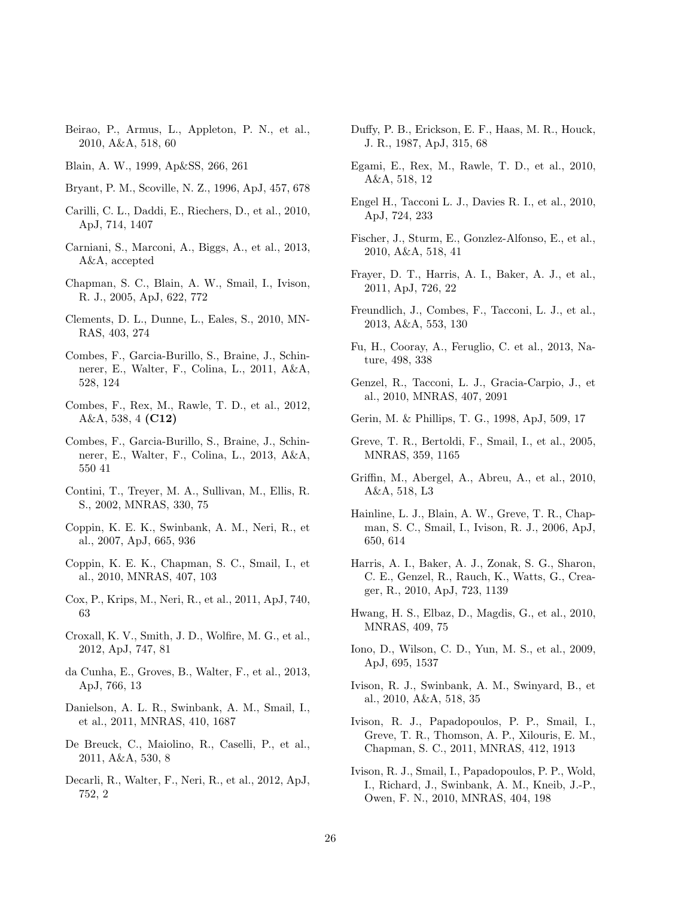Beirao, P., Armus, L., Appleton, P. N., et al., 2010, A&A, 518, 60

Blain, A. W., 1999, Ap&SS, 266, 261

Bryant, P. M., Scoville, N. Z., 1996, ApJ, 457, 678

Carilli, C. L., Daddi, E., Riechers, D., et al., 2010, ApJ, 714, 1407

Carniani, S., Marconi, A., Biggs, A., et al., 2013, A&A, accepted

Chapman, S. C., Blain, A. W., Smail, I., Ivison, R. J., 2005, ApJ, 622, 772

Clements, D. L., Dunne, L., Eales, S., 2010, MNRAS, 403, 274

Combes, F., Garcia-Burillo, S., Braine, J., Schinnerer, E., Walter, F., Colina, L., 2011, A&A, 528, 124

Combes, F., Rex, M., Rawle, T. D., et al., 2012, A&A, 538, 4 **(C12)**

Combes, F., Garcia-Burillo, S., Braine, J., Schinnerer, E., Walter, F., Colina, L., 2013, A&A, 550 41

Contini, T., Treyer, M. A., Sullivan, M., Ellis, R. S., 2002, MNRAS, 330, 75

Coppin, K. E. K., Swinbank, A. M., Neri, R., et al., 2007, ApJ, 665, 936

Coppin, K. E. K., Chapman, S. C., Smail, I., et al., 2010, MNRAS, 407, 103

Cox, P., Krips, M., Neri, R., et al., 2011, ApJ, 740, 63

Croxall, K. V., Smith, J. D., Wolfire, M. G., et al., 2012, ApJ, 747, 81

da Cunha, E., Groves, B., Walter, F., et al., 2013, ApJ, 766, 13

Danielson, A. L. R., Swinbank, A. M., Smail, I., et al., 2011, MNRAS, 410, 1687

De Breuck, C., Maiolino, R., Caselli, P., et al., 2011, A&A, 530, 8

Decarli, R., Walter, F., Neri, R., et al., 2012, ApJ, 752, 2

Duffy, P. B., Erickson, E. F., Haas, M. R., Houck, J. R., 1987, ApJ, 315, 68

Egami, E., Rex, M., Rawle, T. D., et al., 2010, A&A, 518, 12

Engel H., Tacconi L. J., Davies R. I., et al., 2010, ApJ, 724, 233

Fischer, J., Sturm, E., Gonzlez-Alfonso, E., et al., 2010, A&A, 518, 41

Frayer, D. T., Harris, A. I., Baker, A. J., et al., 2011, ApJ, 726, 22

Freundlich, J., Combes, F., Tacconi, L. J., et al., 2013, A&A, 553, 130

Fu, H., Cooray, A., Feruglio, C. et al., 2013, Nature, 498, 338

Genzel, R., Tacconi, L. J., Gracia-Carpio, J., et al., 2010, MNRAS, 407, 2091

Gerin, M. & Phillips, T. G., 1998, ApJ, 509, 17

Greve, T. R., Bertoldi, F., Smail, I., et al., 2005, MNRAS, 359, 1165

Griffin, M., Abergel, A., Abreu, A., et al., 2010, A&A, 518, L3

Hainline, L. J., Blain, A. W., Greve, T. R., Chapman, S. C., Smail, I., Ivison, R. J., 2006, ApJ, 650, 614

Harris, A. I., Baker, A. J., Zonak, S. G., Sharon, C. E., Genzel, R., Rauch, K., Watts, G., Creager, R., 2010, ApJ, 723, 1139

Hwang, H. S., Elbaz, D., Magdis, G., et al., 2010, MNRAS, 409, 75

Iono, D., Wilson, C. D., Yun, M. S., et al., 2009, ApJ, 695, 1537

Ivison, R. J., Swinbank, A. M., Swinyard, B., et al., 2010, A&A, 518, 35

Ivison, R. J., Papadopoulos, P. P., Smail, I., Greve, T. R., Thomson, A. P., Xilouris, E. M., Chapman, S. C., 2011, MNRAS, 412, 1913

Ivison, R. J., Smail, I., Papadopoulos, P. P., Wold, I., Richard, J., Swinbank, A. M., Kneib, J.-P., Owen, F. N., 2010, MNRAS, 404, 198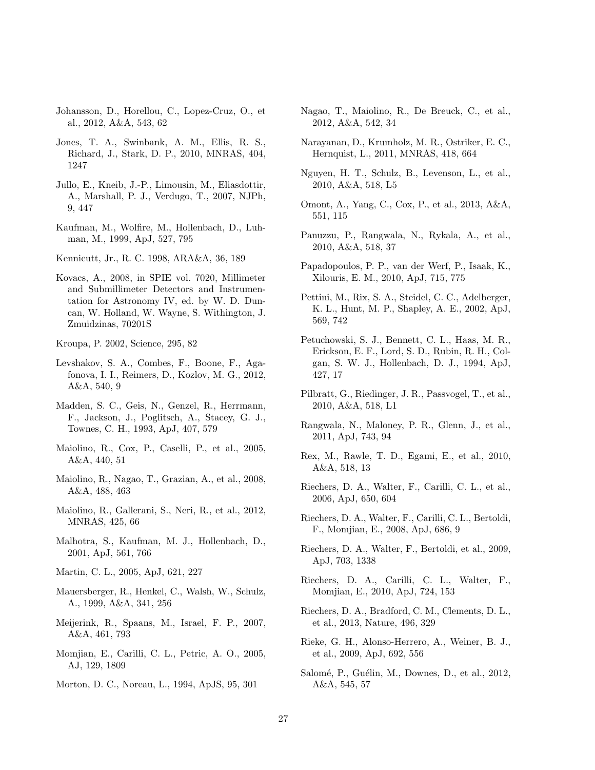Johansson, D., Horellou, C., Lopez-Cruz, O., et al., 2012, A&A, 543, 62

Jones, T. A., Swinbank, A. M., Ellis, R. S., Richard, J., Stark, D. P., 2010, MNRAS, 404, 1247

Jullo, E., Kneib, J.-P., Limousin, M., Eliasdottir, A., Marshall, P. J., Verdugo, T., 2007, NJPh, 9, 447

Kaufman, M., Wolfire, M., Hollenbach, D., Luhman, M., 1999, ApJ, 527, 795

Kennicutt, Jr., R. C. 1998, ARA&A, 36, 189

Kovacs, A., 2008, in SPIE vol. 7020, Millimeter and Submillimeter Detectors and Instrumentation for Astronomy IV, ed. by W. D. Duncan, W. Holland, W. Wayne, S. Withington, J. Zmuidzinas, 70201S

Kroupa, P. 2002, Science, 295, 82

Levshakov, S. A., Combes, F., Boone, F., Agafonova, I. I., Reimers, D., Kozlov, M. G., 2012, A&A, 540, 9

Madden, S. C., Geis, N., Genzel, R., Herrmann, F., Jackson, J., Poglitsch, A., Stacey, G. J., Townes, C. H., 1993, ApJ, 407, 579

Maiolino, R., Cox, P., Caselli, P., et al., 2005, A&A, 440, 51

Maiolino, R., Nagao, T., Grazian, A., et al., 2008, A&A, 488, 463

Maiolino, R., Gallerani, S., Neri, R., et al., 2012, MNRAS, 425, 66

Malhotra, S., Kaufman, M. J., Hollenbach, D., 2001, ApJ, 561, 766

Martin, C. L., 2005, ApJ, 621, 227

Mauersberger, R., Henkel, C., Walsh, W., Schulz, A., 1999, A&A, 341, 256

Meijerink, R., Spaans, M., Israel, F. P., 2007, A&A, 461, 793

Momjian, E., Carilli, C. L., Petric, A. O., 2005, AJ, 129, 1809

Morton, D. C., Noreau, L., 1994, ApJS, 95, 301

Nagao, T., Maiolino, R., De Breuck, C., et al., 2012, A&A, 542, 34

Narayanan, D., Krumholz, M. R., Ostriker, E. C., Hernquist, L., 2011, MNRAS, 418, 664

Nguyen, H. T., Schulz, B., Levenson, L., et al., 2010, A&A, 518, L5

Omont, A., Yang, C., Cox, P., et al., 2013, A&A, 551, 115

Panuzzu, P., Rangwala, N., Rykala, A., et al., 2010, A&A, 518, 37

Papadopoulos, P. P., van der Werf, P., Isaak, K., Xilouris, E. M., 2010, ApJ, 715, 775

Pettini, M., Rix, S. A., Steidel, C. C., Adelberger, K. L., Hunt, M. P., Shapley, A. E., 2002, ApJ, 569, 742

Petuchowski, S. J., Bennett, C. L., Haas, M. R., Erickson, E. F., Lord, S. D., Rubin, R. H., Colgan, S. W. J., Hollenbach, D. J., 1994, ApJ, 427, 17

Pilbratt, G., Riedinger, J. R., Passvogel, T., et al., 2010, A&A, 518, L1

Rangwala, N., Maloney, P. R., Glenn, J., et al., 2011, ApJ, 743, 94

Rex, M., Rawle, T. D., Egami, E., et al., 2010, A&A, 518, 13

Riechers, D. A., Walter, F., Carilli, C. L., et al., 2006, ApJ, 650, 604

Riechers, D. A., Walter, F., Carilli, C. L., Bertoldi, F., Momjian, E., 2008, ApJ, 686, 9

Riechers, D. A., Walter, F., Bertoldi, et al., 2009, ApJ, 703, 1338

Riechers, D. A., Carilli, C. L., Walter, F., Momjian, E., 2010, ApJ, 724, 153

Riechers, D. A., Bradford, C. M., Clements, D. L., et al., 2013, Nature, 496, 329

Rieke, G. H., Alonso-Herrero, A., Weiner, B. J., et al., 2009, ApJ, 692, 556

Salomé, P., Guélin, M., Downes, D., et al., 2012, A&A, 545, 57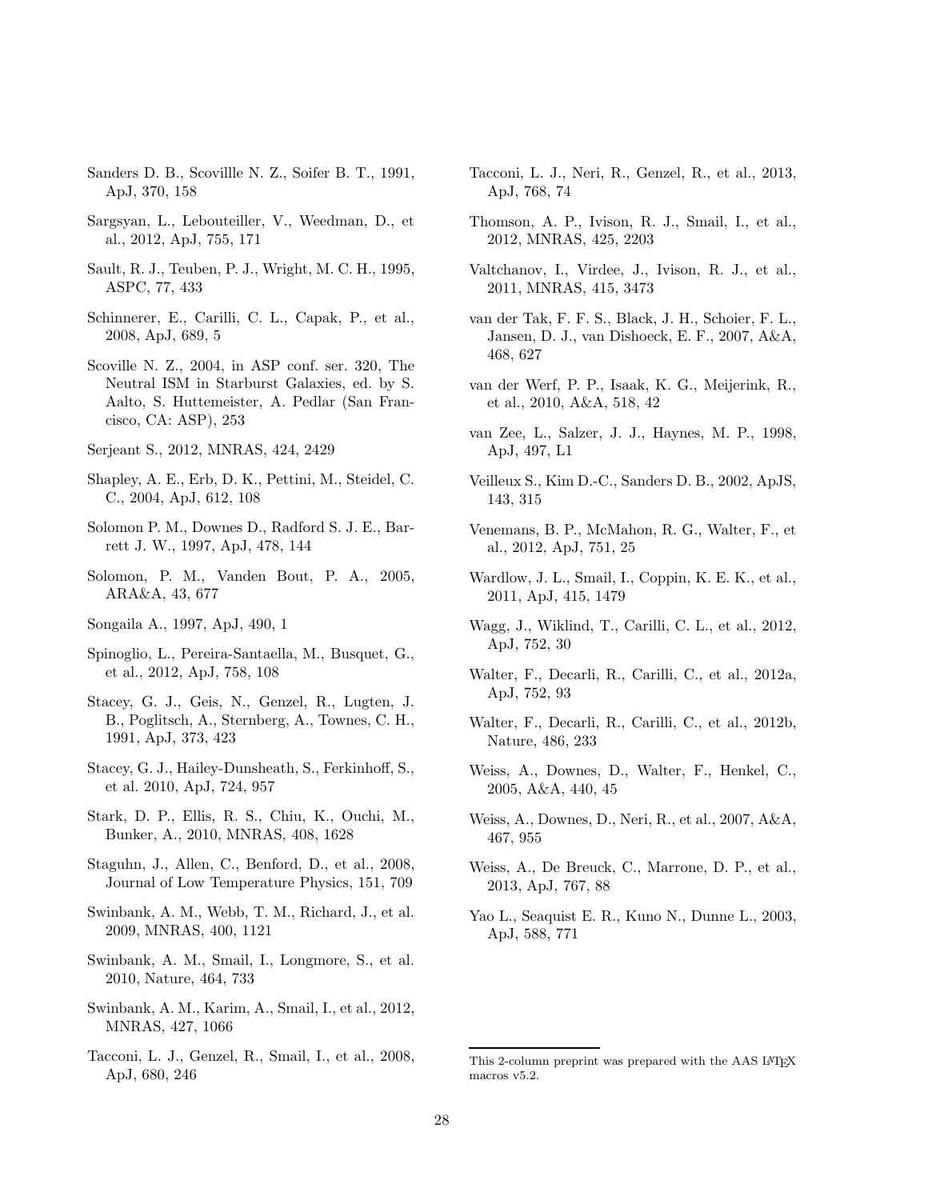Sanders D. B., Scovillle N. Z., Soifer B. T., 1991, ApJ, 370, 158

Sargsyan, L., Lebouteiller, V., Weedman, D., et al., 2012, ApJ, 755, 171

Sault, R. J., Teuben, P. J., Wright, M. C. H., 1995, ASPC, 77, 433

Schinnerer, E., Carilli, C. L., Capak, P., et al., 2008, ApJ, 689, 5

Scoville N. Z., 2004, in ASP conf. ser. 320, The Neutral ISM in Starburst Galaxies, ed. by S. Aalto, S. Huttemeister, A. Pedlar (San Francisco, CA: ASP), 253

Serjeant S., 2012, MNRAS, 424, 2429

Shapley, A. E., Erb, D. K., Pettini, M., Steidel, C. C., 2004, ApJ, 612, 108

Solomon P. M., Downes D., Radford S. J. E., Barrett J. W., 1997, ApJ, 478, 144

Solomon, P. M., Vanden Bout, P. A., 2005, ARA&A, 43, 677

Songaila A., 1997, ApJ, 490, 1

Spinoglio, L., Pereira-Santaella, M., Busquet, G., et al., 2012, ApJ, 758, 108

Stacey, G. J., Geis, N., Genzel, R., Lugten, J. B., Poglitsch, A., Sternberg, A., Townes, C. H., 1991, ApJ, 373, 423

Stacey, G. J., Hailey-Dunsheath, S., Ferkinhoff, S., et al. 2010, ApJ, 724, 957

Stark, D. P., Ellis, R. S., Chiu, K., Ouchi, M., Bunker, A., 2010, MNRAS, 408, 1628

Staguhn, J., Allen, C., Benford, D., et al., 2008, Journal of Low Temperature Physics, 151, 709

Swinbank, A. M., Webb, T. M., Richard, J., et al. 2009, MNRAS, 400, 1121

Swinbank, A. M., Smail, I., Longmore, S., et al. 2010, Nature, 464, 733

Swinbank, A. M., Karim, A., Smail, I., et al., 2012, MNRAS, 427, 1066

Tacconi, L. J., Genzel, R., Smail, I., et al., 2008, ApJ, 680, 246

Tacconi, L. J., Neri, R., Genzel, R., et al., 2013, ApJ, 768, 74

Thomson, A. P., Ivison, R. J., Smail, I., et al., 2012, MNRAS, 425, 2203

Valtchanov, I., Virdee, J., Ivison, R. J., et al., 2011, MNRAS, 415, 3473

van der Tak, F. F. S., Black, J. H., Schoier, F. L., Jansen, D. J., van Dishoeck, E. F., 2007, A&A, 468, 627

van der Werf, P. P., Isaak, K. G., Meijerink, R., et al., 2010, A&A, 518, 42

van Zee, L., Salzer, J. J., Haynes, M. P., 1998, ApJ, 497, L1

Veilleux S., Kim D.-C., Sanders D. B., 2002, ApJS, 143, 315

Venemans, B. P., McMahon, R. G., Walter, F., et al., 2012, ApJ, 751, 25

Wardlow, J. L., Smail, I., Coppin, K. E. K., et al., 2011, ApJ, 415, 1479

Wagg, J., Wiklind, T., Carilli, C. L., et al., 2012, ApJ, 752, 30

Walter, F., Decarli, R., Carilli, C., et al., 2012a, ApJ, 752, 93

Walter, F., Decarli, R., Carilli, C., et al., 2012b, Nature, 486, 233

Weiss, A., Downes, D., Walter, F., Henkel, C., 2005, A&A, 440, 45

Weiss, A., Downes, D., Neri, R., et al., 2007, A&A, 467, 955

Weiss, A., De Breuck, C., Marrone, D. P., et al., 2013, ApJ, 767, 88

Yao L., Seaquist E. R., Kuno N., Dunne L., 2003, ApJ, 588, 771

This 2-column preprint was prepared with the AAS LaTeX macros v5.2.